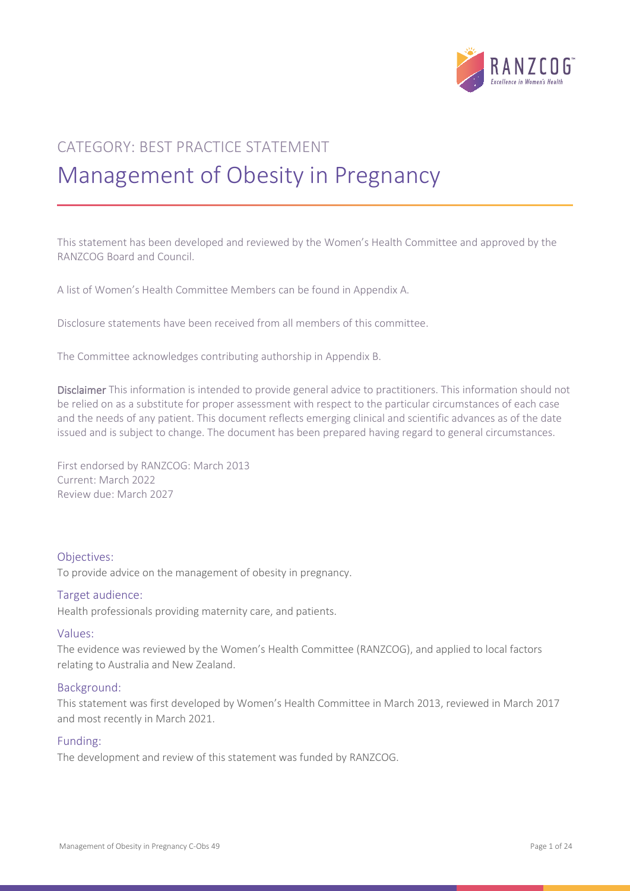CATEGORY: BEST PRACTICE STATEMENT

# Management of Obesity in Pregnancy

This statement has been developed and reviewed by the Women's Health Committee and approved by the RANZCOG Board and Council.

A list of Women's Health Committee Members can be found in Appendix A.

Disclosure statements have been received from all members of this committee.

The Committee acknowledges contributing authorship in Appendix B.

**Disclaimer** This information is intended to provide general advice to practitioners. This information should not be relied on as a substitute for proper assessment with respect to the particular circumstances of each case and the needs of any patient. This document reflects emerging clinical and scientific advances as of the date issued and is subject to change. The document has been prepared having regard to general circumstances.

First endorsed by RANZCOG: March 2013
Current: March 2022
Review due: March 2027

## Objectives:

To provide advice on the management of obesity in pregnancy.

## Target audience:

Health professionals providing maternity care, and patients.

## Values:

The evidence was reviewed by the Women's Health Committee (RANZCOG), and applied to local factors relating to Australia and New Zealand.

## Background:

This statement was first developed by Women's Health Committee in March 2013, reviewed in March 2017 and most recently in March 2021.

## Funding:

The development and review of this statement was funded by RANZCOG.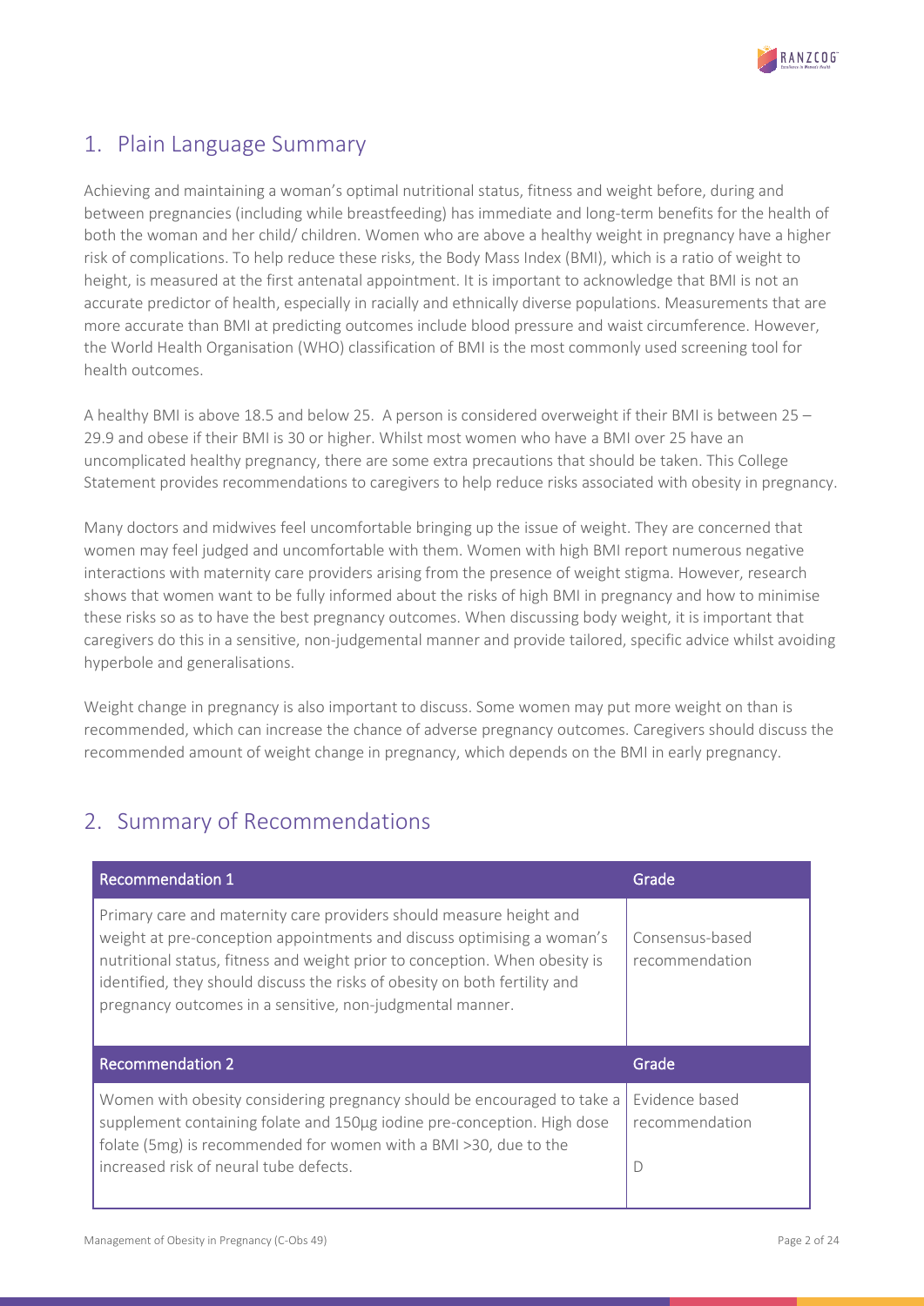## 1. Plain Language Summary

Achieving and maintaining a woman's optimal nutritional status, fitness and weight before, during and between pregnancies (including while breastfeeding) has immediate and long-term benefits for the health of both the woman and her child/ children. Women who are above a healthy weight in pregnancy have a higher risk of complications. To help reduce these risks, the Body Mass Index (BMI), which is a ratio of weight to height, is measured at the first antenatal appointment. It is important to acknowledge that BMI is not an accurate predictor of health, especially in racially and ethnically diverse populations. Measurements that are more accurate than BMI at predicting outcomes include blood pressure and waist circumference. However, the World Health Organisation (WHO) classification of BMI is the most commonly used screening tool for health outcomes.

A healthy BMI is above 18.5 and below 25. A person is considered overweight if their BMI is between 25 – 29.9 and obese if their BMI is 30 or higher. Whilst most women who have a BMI over 25 have an uncomplicated healthy pregnancy, there are some extra precautions that should be taken. This College Statement provides recommendations to caregivers to help reduce risks associated with obesity in pregnancy.

Many doctors and midwives feel uncomfortable bringing up the issue of weight. They are concerned that women may feel judged and uncomfortable with them. Women with high BMI report numerous negative interactions with maternity care providers arising from the presence of weight stigma. However, research shows that women want to be fully informed about the risks of high BMI in pregnancy and how to minimise these risks so as to have the best pregnancy outcomes. When discussing body weight, it is important that caregivers do this in a sensitive, non-judgemental manner and provide tailored, specific advice whilst avoiding hyperbole and generalisations.

Weight change in pregnancy is also important to discuss. Some women may put more weight on than is recommended, which can increase the chance of adverse pregnancy outcomes. Caregivers should discuss the recommended amount of weight change in pregnancy, which depends on the BMI in early pregnancy.

## 2. Summary of Recommendations

| Recommendation 1 | Grade |
| --- | --- |
| Primary care and maternity care providers should measure height and weight at pre-conception appointments and discuss optimising a woman's nutritional status, fitness and weight prior to conception. When obesity is identified, they should discuss the risks of obesity on both fertility and pregnancy outcomes in a sensitive, non-judgmental manner. | Consensus-based recommendation |

| Recommendation 2 | Grade |
| --- | --- |
| Women with obesity considering pregnancy should be encouraged to take a supplement containing folate and 150µg iodine pre-conception. High dose folate (5mg) is recommended for women with a BMI >30, due to the increased risk of neural tube defects. | Evidence based recommendation<br><br>D |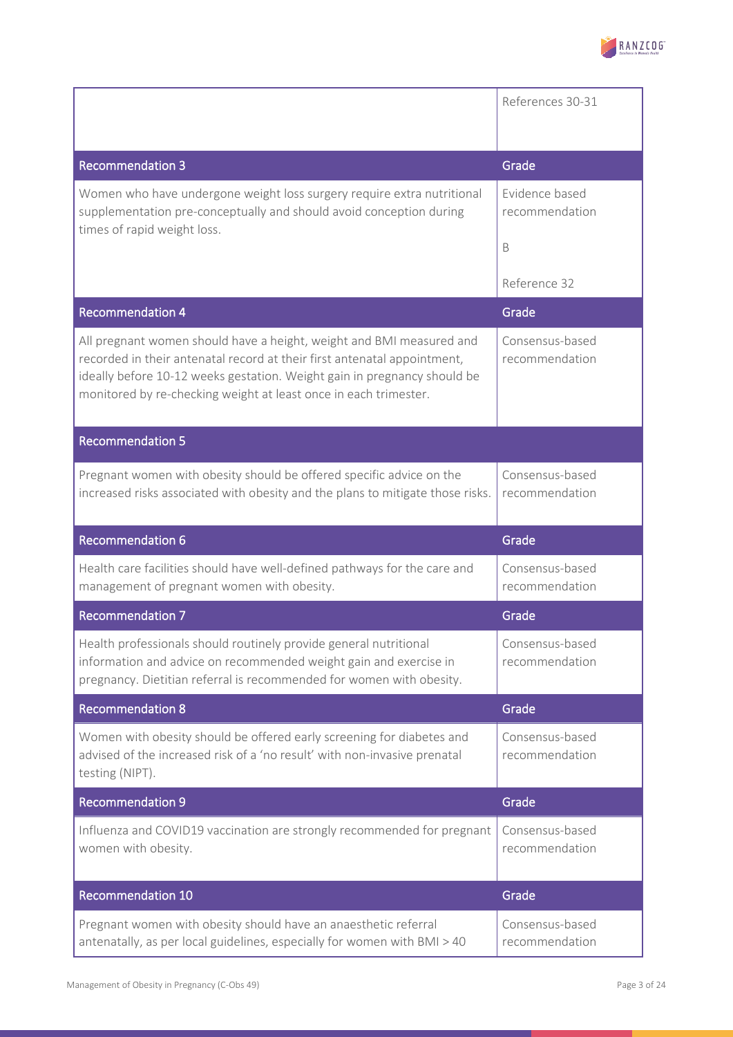| | |
|---|---|
| | References 30-31 |
| **Recommendation 3** | **Grade** |
| Women who have undergone weight loss surgery require extra nutritional supplementation pre-conceptually and should avoid conception during times of rapid weight loss. | Evidence based recommendation<br><br>B<br><br>Reference 32 |
| **Recommendation 4** | **Grade** |
| All pregnant women should have a height, weight and BMI measured and recorded in their antenatal record at their first antenatal appointment, ideally before 10-12 weeks gestation. Weight gain in pregnancy should be monitored by re-checking weight at least once in each trimester. | Consensus-based recommendation |
| **Recommendation 5** | |
| Pregnant women with obesity should be offered specific advice on the increased risks associated with obesity and the plans to mitigate those risks. | Consensus-based recommendation |
| **Recommendation 6** | **Grade** |
| Health care facilities should have well-defined pathways for the care and management of pregnant women with obesity. | Consensus-based recommendation |
| **Recommendation 7** | **Grade** |
| Health professionals should routinely provide general nutritional information and advice on recommended weight gain and exercise in pregnancy. Dietitian referral is recommended for women with obesity. | Consensus-based recommendation |
| **Recommendation 8** | **Grade** |
| Women with obesity should be offered early screening for diabetes and advised of the increased risk of a 'no result' with non-invasive prenatal testing (NIPT). | Consensus-based recommendation |
| **Recommendation 9** | **Grade** |
| Influenza and COVID19 vaccination are strongly recommended for pregnant women with obesity. | Consensus-based recommendation |
| **Recommendation 10** | **Grade** |
| Pregnant women with obesity should have an anaesthetic referral antenatally, as per local guidelines, especially for women with BMI > 40 | Consensus-based recommendation |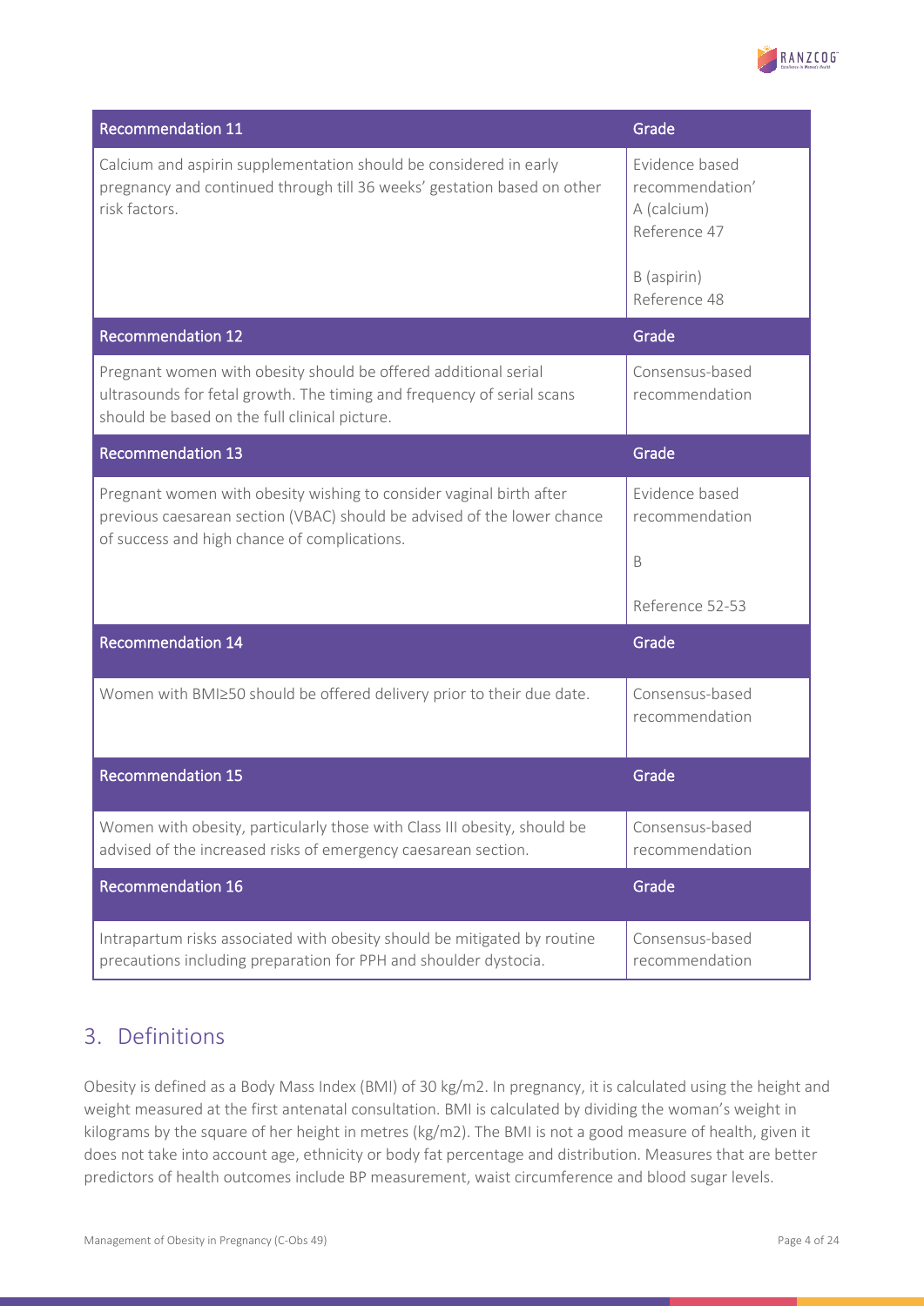| Recommendation 11 | Grade |
|---|---|
| Calcium and aspirin supplementation should be considered in early pregnancy and continued through till 36 weeks' gestation based on other risk factors. | Evidence based recommendation' A (calcium) Reference 47<br><br>B (aspirin) Reference 48 |
| **Recommendation 12** | **Grade** |
| Pregnant women with obesity should be offered additional serial ultrasounds for fetal growth. The timing and frequency of serial scans should be based on the full clinical picture. | Consensus-based recommendation |
| **Recommendation 13** | **Grade** |
| Pregnant women with obesity wishing to consider vaginal birth after previous caesarean section (VBAC) should be advised of the lower chance of success and high chance of complications. | Evidence based recommendation<br><br>B<br><br>Reference 52-53 |
| **Recommendation 14** | **Grade** |
| Women with BMI≥50 should be offered delivery prior to their due date. | Consensus-based recommendation |
| **Recommendation 15** | **Grade** |
| Women with obesity, particularly those with Class III obesity, should be advised of the increased risks of emergency caesarean section. | Consensus-based recommendation |
| **Recommendation 16** | **Grade** |
| Intrapartum risks associated with obesity should be mitigated by routine precautions including preparation for PPH and shoulder dystocia. | Consensus-based recommendation |

## 3. Definitions

Obesity is defined as a Body Mass Index (BMI) of 30 kg/m2. In pregnancy, it is calculated using the height and weight measured at the first antenatal consultation. BMI is calculated by dividing the woman's weight in kilograms by the square of her height in metres (kg/m2). The BMI is not a good measure of health, given it does not take into account age, ethnicity or body fat percentage and distribution. Measures that are better predictors of health outcomes include BP measurement, waist circumference and blood sugar levels.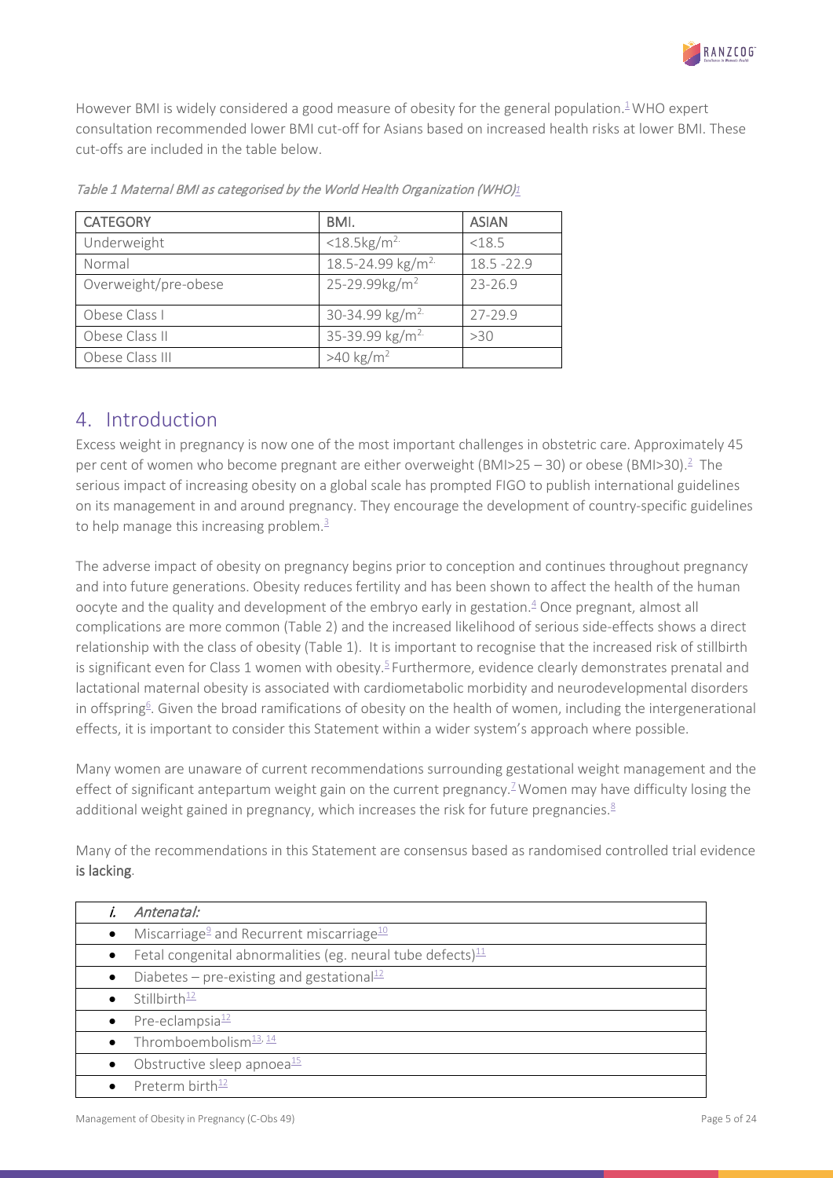However BMI is widely considered a good measure of obesity for the general population.[1] WHO expert consultation recommended lower BMI cut-off for Asians based on increased health risks at lower BMI. These cut-offs are included in the table below.

*Table 1 Maternal BMI as categorised by the World Health Organization (WHO)[1]*

| CATEGORY | BMI. | ASIAN |
|---|---|---|
| Underweight | <18.5kg/m$^{2.}$ | <18.5 |
| Normal | 18.5-24.99 kg/m$^{2.}$ | 18.5 -22.9 |
| Overweight/pre-obese | 25-29.99kg/m$^2$ | 23-26.9 |
| Obese Class I | 30-34.99 kg/m$^{2.}$ | 27-29.9 |
| Obese Class II | 35-39.99 kg/m$^{2.}$ | >30 |
| Obese Class III | >40 kg/m$^2$ | |

## 4. Introduction

Excess weight in pregnancy is now one of the most important challenges in obstetric care. Approximately 45 per cent of women who become pregnant are either overweight (BMI>25 – 30) or obese (BMI>30).[2] The serious impact of increasing obesity on a global scale has prompted FIGO to publish international guidelines on its management in and around pregnancy. They encourage the development of country-specific guidelines to help manage this increasing problem.[3]

The adverse impact of obesity on pregnancy begins prior to conception and continues throughout pregnancy and into future generations. Obesity reduces fertility and has been shown to affect the health of the human oocyte and the quality and development of the embryo early in gestation.[4] Once pregnant, almost all complications are more common (Table 2) and the increased likelihood of serious side-effects shows a direct relationship with the class of obesity (Table 1). It is important to recognise that the increased risk of stillbirth is significant even for Class 1 women with obesity.[5] Furthermore, evidence clearly demonstrates prenatal and lactational maternal obesity is associated with cardiometabolic morbidity and neurodevelopmental disorders in offspring[6]. Given the broad ramifications of obesity on the health of women, including the intergenerational effects, it is important to consider this Statement within a wider system's approach where possible.

Many women are unaware of current recommendations surrounding gestational weight management and the effect of significant antepartum weight gain on the current pregnancy.[7] Women may have difficulty losing the additional weight gained in pregnancy, which increases the risk for future pregnancies.[8]

Many of the recommendations in this Statement are consensus based as randomised controlled trial evidence is lacking.

| |
|---|
| *i. Antenatal:* |
| • Miscarriage[9] and Recurrent miscarriage[10] |
| • Fetal congenital abnormalities (eg. neural tube defects)[11] |
| • Diabetes – pre-existing and gestational[12] |
| • Stillbirth[12] |
| • Pre-eclampsia[12] |
| • Thromboembolism[13, 14] |
| • Obstructive sleep apnoea[15] |
| • Preterm birth[12] |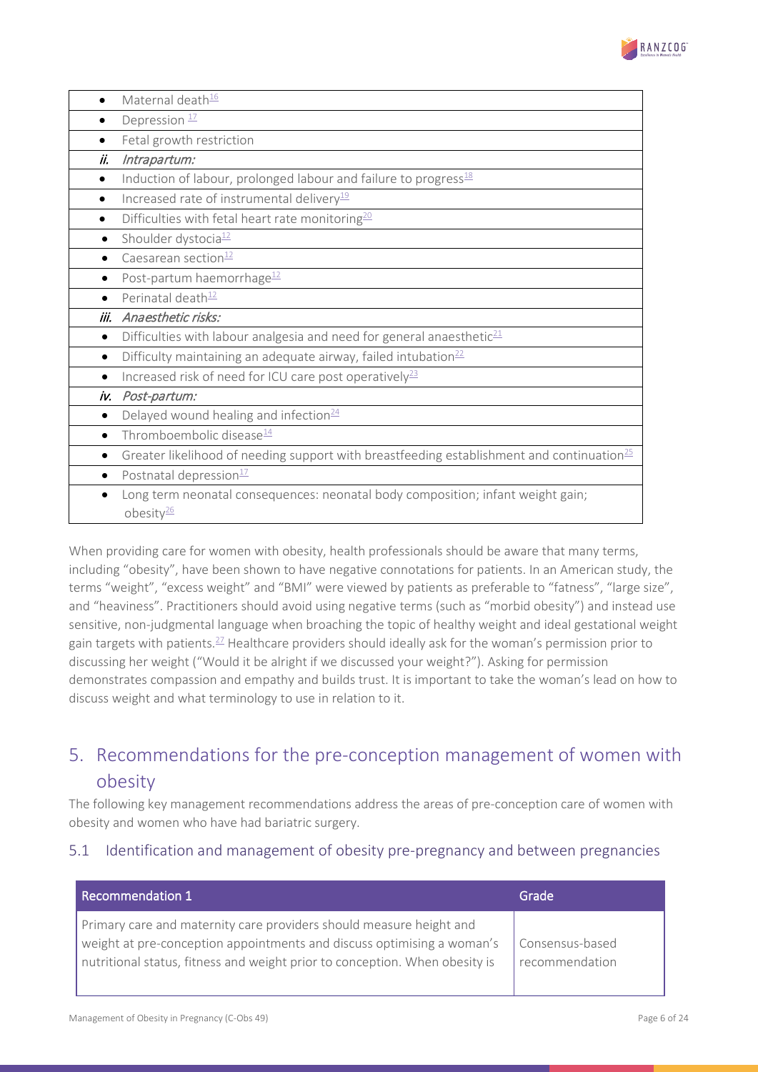| |
|---|
| • Maternal death[16] |
| • Depression [17] |
| • Fetal growth restriction |
| *ii. Intrapartum:* |
| • Induction of labour, prolonged labour and failure to progress[18] |
| • Increased rate of instrumental delivery[19] |
| • Difficulties with fetal heart rate monitoring[20] |
| • Shoulder dystocia[12] |
| • Caesarean section[12] |
| • Post-partum haemorrhage[12] |
| • Perinatal death[12] |
| *iii. Anaesthetic risks:* |
| • Difficulties with labour analgesia and need for general anaesthetic[21] |
| • Difficulty maintaining an adequate airway, failed intubation[22] |
| • Increased risk of need for ICU care post operatively[23] |
| *iv. Post-partum:* |
| • Delayed wound healing and infection[24] |
| • Thromboembolic disease[14] |
| • Greater likelihood of needing support with breastfeeding establishment and continuation[25] |
| • Postnatal depression[17] |
| • Long term neonatal consequences: neonatal body composition; infant weight gain; obesity[26] |

When providing care for women with obesity, health professionals should be aware that many terms, including "obesity", have been shown to have negative connotations for patients. In an American study, the terms "weight", "excess weight" and "BMI" were viewed by patients as preferable to "fatness", "large size", and "heaviness". Practitioners should avoid using negative terms (such as "morbid obesity") and instead use sensitive, non-judgmental language when broaching the topic of healthy weight and ideal gestational weight gain targets with patients.[27] Healthcare providers should ideally ask for the woman's permission prior to discussing her weight ("Would it be alright if we discussed your weight?"). Asking for permission demonstrates compassion and empathy and builds trust. It is important to take the woman's lead on how to discuss weight and what terminology to use in relation to it.

## 5. Recommendations for the pre-conception management of women with obesity

The following key management recommendations address the areas of pre-conception care of women with obesity and women who have had bariatric surgery.

### 5.1 Identification and management of obesity pre-pregnancy and between pregnancies

| Recommendation 1 | Grade |
|---|---|
| Primary care and maternity care providers should measure height and weight at pre-conception appointments and discuss optimising a woman's nutritional status, fitness and weight prior to conception. When obesity is | Consensus-based recommendation |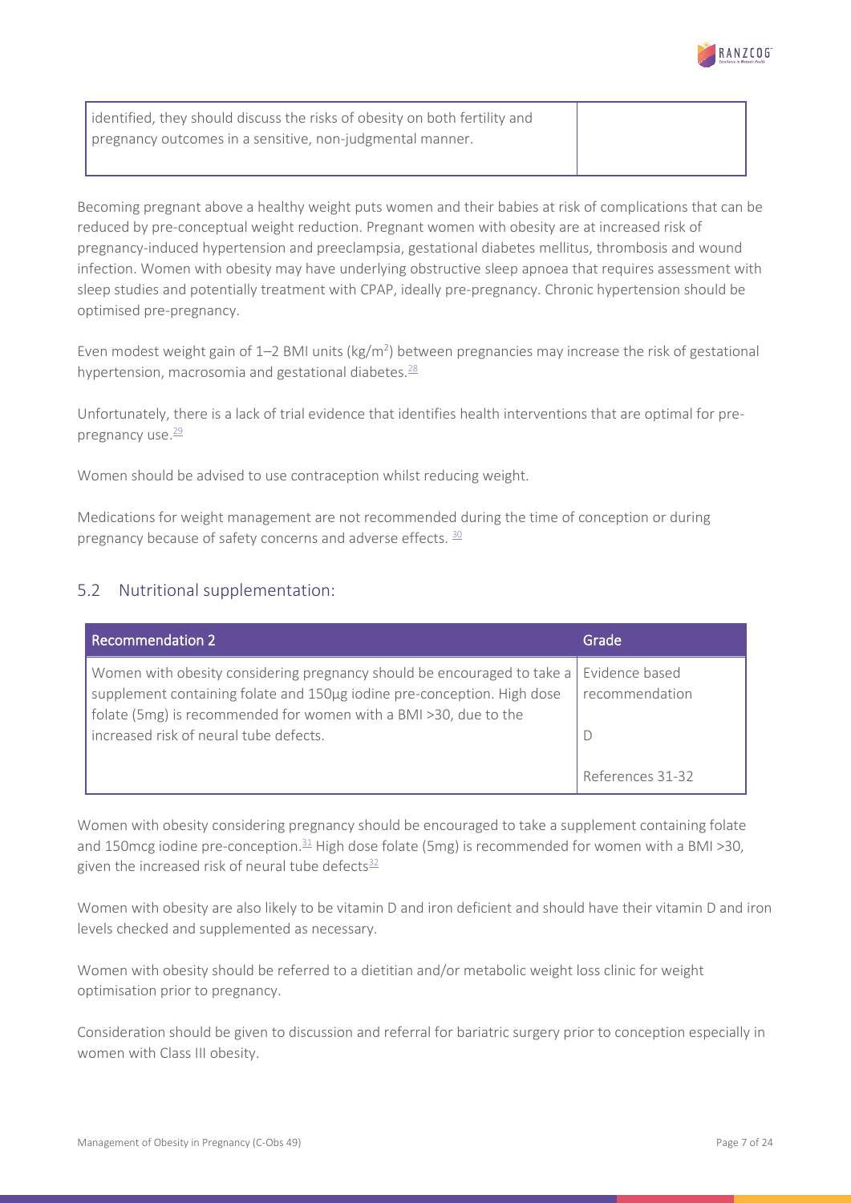| | |
|---|---|
| identified, they should discuss the risks of obesity on both fertility and pregnancy outcomes in a sensitive, non-judgmental manner. | |

Becoming pregnant above a healthy weight puts women and their babies at risk of complications that can be reduced by pre-conceptual weight reduction. Pregnant women with obesity are at increased risk of pregnancy-induced hypertension and preeclampsia, gestational diabetes mellitus, thrombosis and wound infection. Women with obesity may have underlying obstructive sleep apnoea that requires assessment with sleep studies and potentially treatment with CPAP, ideally pre-pregnancy. Chronic hypertension should be optimised pre-pregnancy.

Even modest weight gain of 1–2 BMI units ($kg/m^2$) between pregnancies may increase the risk of gestational hypertension, macrosomia and gestational diabetes.[28]

Unfortunately, there is a lack of trial evidence that identifies health interventions that are optimal for pre-pregnancy use.[29]

Women should be advised to use contraception whilst reducing weight.

Medications for weight management are not recommended during the time of conception or during pregnancy because of safety concerns and adverse effects. [30]

## 5.2 Nutritional supplementation:

| Recommendation 2 | Grade |
|---|---|
| Women with obesity considering pregnancy should be encouraged to take a supplement containing folate and 150µg iodine pre-conception. High dose folate (5mg) is recommended for women with a BMI >30, due to the increased risk of neural tube defects. | Evidence based recommendation<br><br>D<br><br>References 31-32 |

Women with obesity considering pregnancy should be encouraged to take a supplement containing folate and 150mcg iodine pre-conception.[31] High dose folate (5mg) is recommended for women with a BMI >30, given the increased risk of neural tube defects[32]

Women with obesity are also likely to be vitamin D and iron deficient and should have their vitamin D and iron levels checked and supplemented as necessary.

Women with obesity should be referred to a dietitian and/or metabolic weight loss clinic for weight optimisation prior to pregnancy.

Consideration should be given to discussion and referral for bariatric surgery prior to conception especially in women with Class III obesity.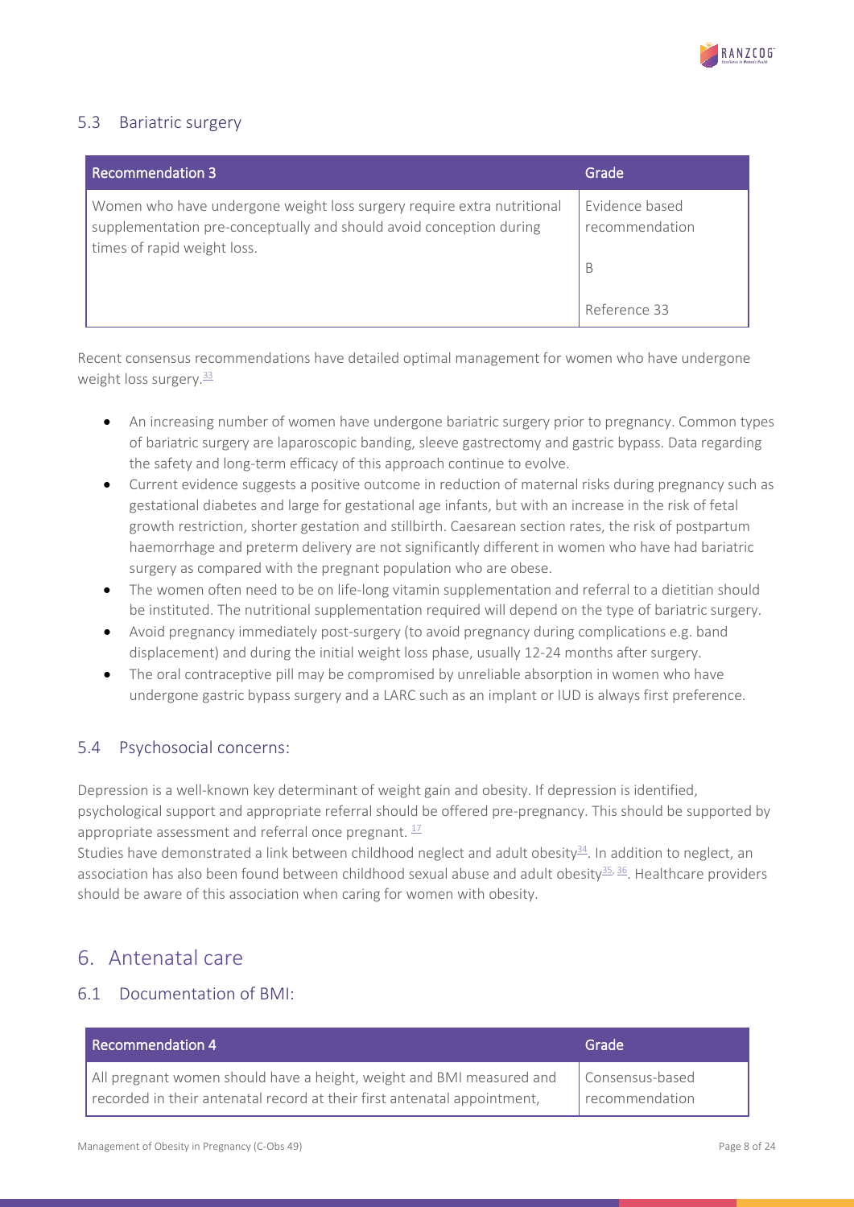## 5.3 Bariatric surgery

| Recommendation 3 | Grade |
| --- | --- |
| Women who have undergone weight loss surgery require extra nutritional supplementation pre-conceptually and should avoid conception during times of rapid weight loss. | Evidence based recommendation<br><br>B<br><br>Reference 33 |

Recent consensus recommendations have detailed optimal management for women who have undergone weight loss surgery.[33]

- An increasing number of women have undergone bariatric surgery prior to pregnancy. Common types of bariatric surgery are laparoscopic banding, sleeve gastrectomy and gastric bypass. Data regarding the safety and long-term efficacy of this approach continue to evolve.
- Current evidence suggests a positive outcome in reduction of maternal risks during pregnancy such as gestational diabetes and large for gestational age infants, but with an increase in the risk of fetal growth restriction, shorter gestation and stillbirth. Caesarean section rates, the risk of postpartum haemorrhage and preterm delivery are not significantly different in women who have had bariatric surgery as compared with the pregnant population who are obese.
- The women often need to be on life-long vitamin supplementation and referral to a dietitian should be instituted. The nutritional supplementation required will depend on the type of bariatric surgery.
- Avoid pregnancy immediately post-surgery (to avoid pregnancy during complications e.g. band displacement) and during the initial weight loss phase, usually 12-24 months after surgery.
- The oral contraceptive pill may be compromised by unreliable absorption in women who have undergone gastric bypass surgery and a LARC such as an implant or IUD is always first preference.

## 5.4 Psychosocial concerns:

Depression is a well-known key determinant of weight gain and obesity. If depression is identified, psychological support and appropriate referral should be offered pre-pregnancy. This should be supported by appropriate assessment and referral once pregnant. [17]

Studies have demonstrated a link between childhood neglect and adult obesity[34]. In addition to neglect, an association has also been found between childhood sexual abuse and adult obesity[35, 36]. Healthcare providers should be aware of this association when caring for women with obesity.

# 6. Antenatal care

## 6.1 Documentation of BMI:

| Recommendation 4 | Grade |
| --- | --- |
| All pregnant women should have a height, weight and BMI measured and recorded in their antenatal record at their first antenatal appointment, | Consensus-based recommendation |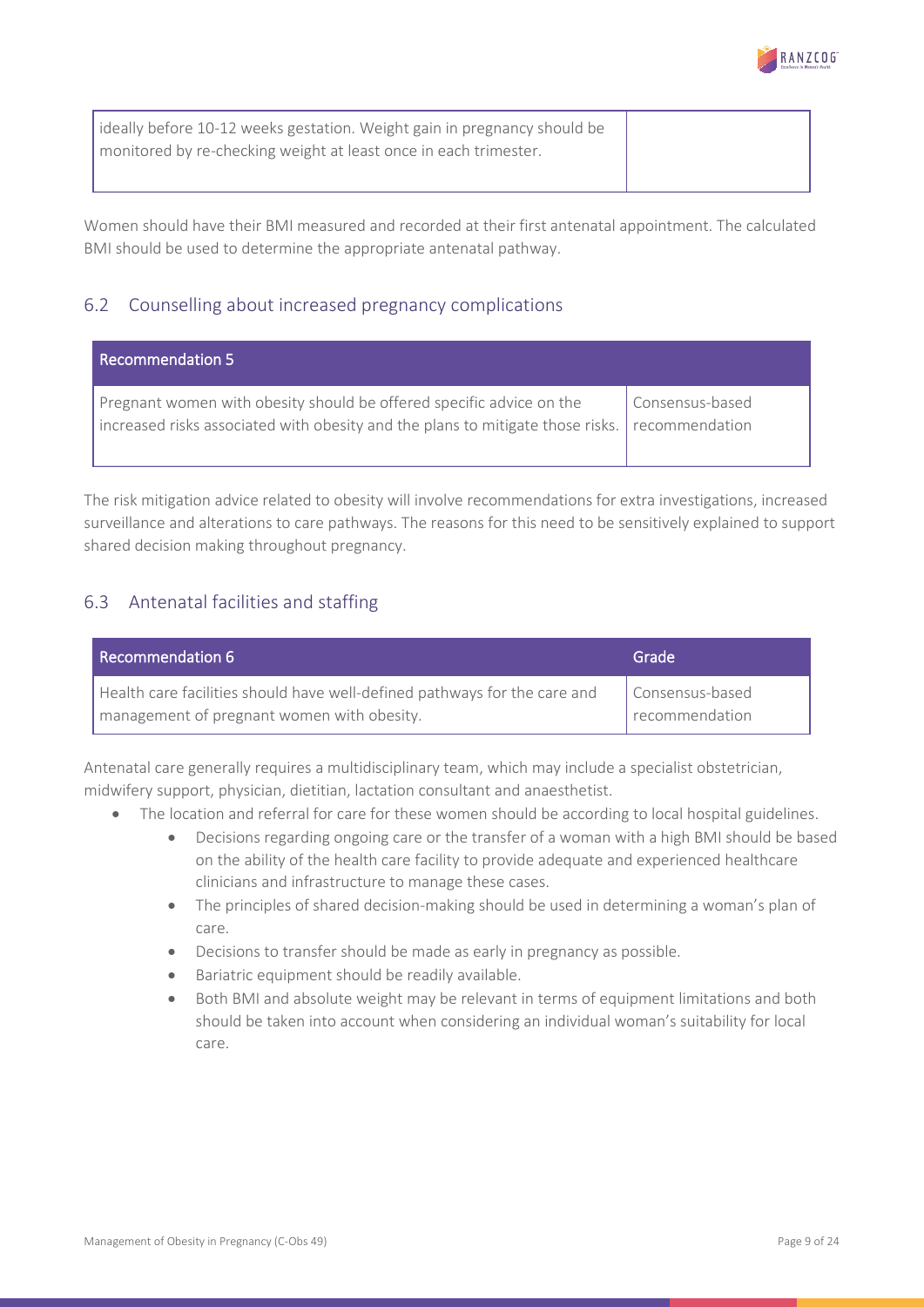| | |
|---|---|
| ideally before 10-12 weeks gestation. Weight gain in pregnancy should be monitored by re-checking weight at least once in each trimester. | |

Women should have their BMI measured and recorded at their first antenatal appointment. The calculated BMI should be used to determine the appropriate antenatal pathway.

## 6.2 Counselling about increased pregnancy complications

| Recommendation 5 | |
|---|---|
| Pregnant women with obesity should be offered specific advice on the increased risks associated with obesity and the plans to mitigate those risks. | Consensus-based recommendation |

The risk mitigation advice related to obesity will involve recommendations for extra investigations, increased surveillance and alterations to care pathways. The reasons for this need to be sensitively explained to support shared decision making throughout pregnancy.

## 6.3 Antenatal facilities and staffing

| Recommendation 6 | Grade |
|---|---|
| Health care facilities should have well-defined pathways for the care and management of pregnant women with obesity. | Consensus-based recommendation |

Antenatal care generally requires a multidisciplinary team, which may include a specialist obstetrician, midwifery support, physician, dietitian, lactation consultant and anaesthetist.

- The location and referral for care for these women should be according to local hospital guidelines.
  - Decisions regarding ongoing care or the transfer of a woman with a high BMI should be based on the ability of the health care facility to provide adequate and experienced healthcare clinicians and infrastructure to manage these cases.
  - The principles of shared decision-making should be used in determining a woman's plan of care.
  - Decisions to transfer should be made as early in pregnancy as possible.
  - Bariatric equipment should be readily available.
  - Both BMI and absolute weight may be relevant in terms of equipment limitations and both should be taken into account when considering an individual woman's suitability for local care.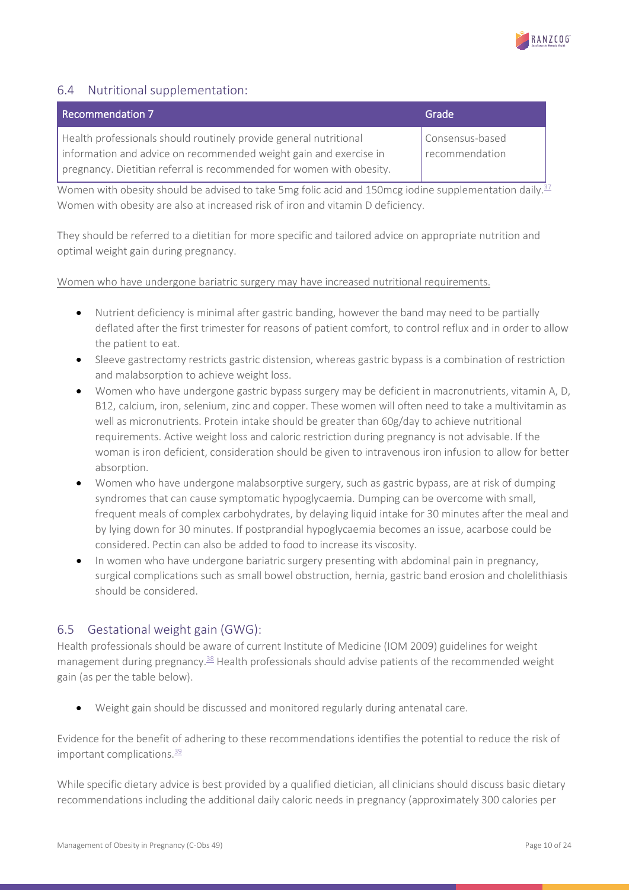## 6.4 Nutritional supplementation:

| Recommendation 7 | Grade |
|---|---|
| Health professionals should routinely provide general nutritional information and advice on recommended weight gain and exercise in pregnancy. Dietitian referral is recommended for women with obesity. | Consensus-based recommendation |

Women with obesity should be advised to take 5mg folic acid and 150mcg iodine supplementation daily.[37] Women with obesity are also at increased risk of iron and vitamin D deficiency.

They should be referred to a dietitian for more specific and tailored advice on appropriate nutrition and optimal weight gain during pregnancy.

Women who have undergone bariatric surgery may have increased nutritional requirements.

- Nutrient deficiency is minimal after gastric banding, however the band may need to be partially deflated after the first trimester for reasons of patient comfort, to control reflux and in order to allow the patient to eat.
- Sleeve gastrectomy restricts gastric distension, whereas gastric bypass is a combination of restriction and malabsorption to achieve weight loss.
- Women who have undergone gastric bypass surgery may be deficient in macronutrients, vitamin A, D, B12, calcium, iron, selenium, zinc and copper. These women will often need to take a multivitamin as well as micronutrients. Protein intake should be greater than 60g/day to achieve nutritional requirements. Active weight loss and caloric restriction during pregnancy is not advisable. If the woman is iron deficient, consideration should be given to intravenous iron infusion to allow for better absorption.
- Women who have undergone malabsorptive surgery, such as gastric bypass, are at risk of dumping syndromes that can cause symptomatic hypoglycaemia. Dumping can be overcome with small, frequent meals of complex carbohydrates, by delaying liquid intake for 30 minutes after the meal and by lying down for 30 minutes. If postprandial hypoglycaemia becomes an issue, acarbose could be considered. Pectin can also be added to food to increase its viscosity.
- In women who have undergone bariatric surgery presenting with abdominal pain in pregnancy, surgical complications such as small bowel obstruction, hernia, gastric band erosion and cholelithiasis should be considered.

## 6.5 Gestational weight gain (GWG):

Health professionals should be aware of current Institute of Medicine (IOM 2009) guidelines for weight management during pregnancy.[38] Health professionals should advise patients of the recommended weight gain (as per the table below).

- Weight gain should be discussed and monitored regularly during antenatal care.

Evidence for the benefit of adhering to these recommendations identifies the potential to reduce the risk of important complications.[39]

While specific dietary advice is best provided by a qualified dietician, all clinicians should discuss basic dietary recommendations including the additional daily caloric needs in pregnancy (approximately 300 calories per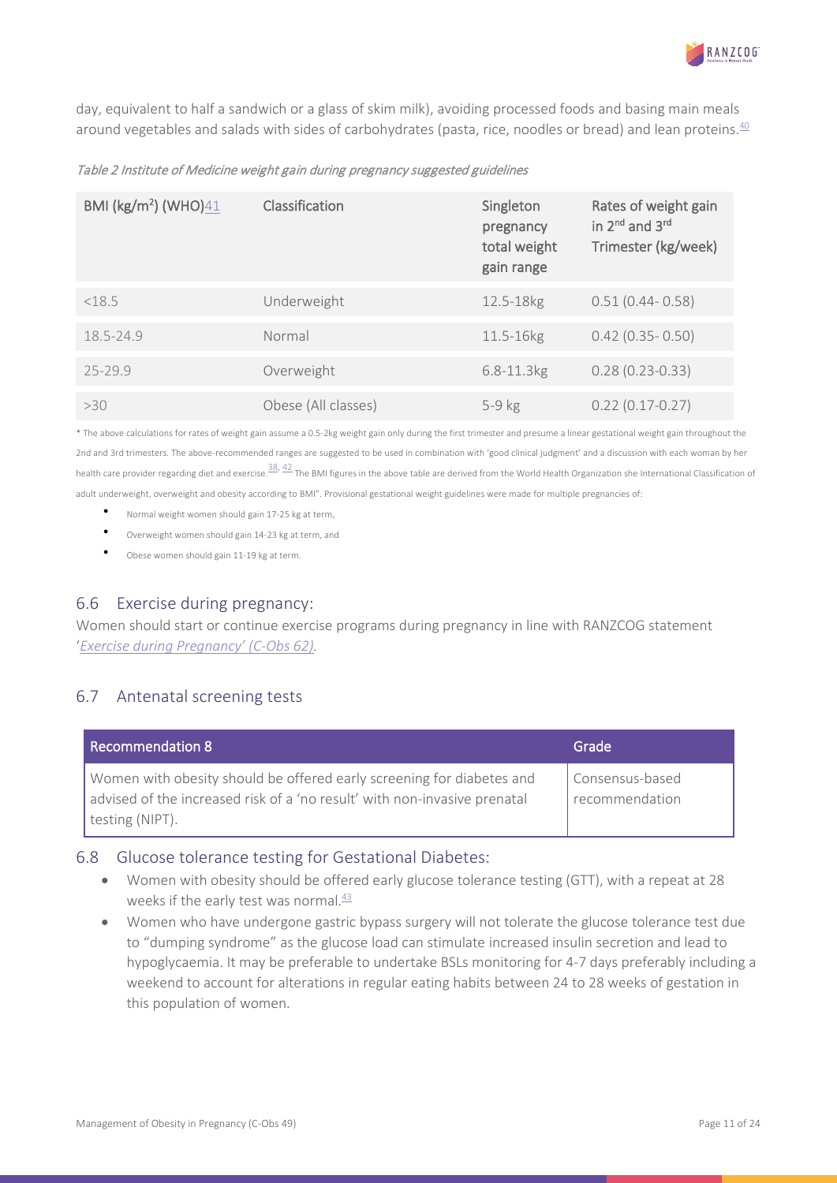day, equivalent to half a sandwich or a glass of skim milk), avoiding processed foods and basing main meals around vegetables and salads with sides of carbohydrates (pasta, rice, noodles or bread) and lean proteins.[40]

*Table 2 Institute of Medicine weight gain during pregnancy suggested guidelines*

| BMI (kg/m$^2$) (WHO)[41] | Classification | Singleton pregnancy total weight gain range | Rates of weight gain in 2$^{nd}$ and 3$^{rd}$ Trimester (kg/week) |
|---|---|---|---|
| <18.5 | Underweight | 12.5-18kg | 0.51 (0.44- 0.58) |
| 18.5-24.9 | Normal | 11.5-16kg | 0.42 (0.35- 0.50) |
| 25-29.9 | Overweight | 6.8-11.3kg | 0.28 (0.23-0.33) |
| >30 | Obese (All classes) | 5-9 kg | 0.22 (0.17-0.27) |

* The above calculations for rates of weight gain assume a 0.5-2kg weight gain only during the first trimester and presume a linear gestational weight gain throughout the 2nd and 3rd trimesters. The above-recommended ranges are suggested to be used in combination with 'good clinical judgment' and a discussion with each woman by her health care provider regarding diet and exercise.[38, 42] The BMI figures in the above table are derived from the World Health Organization she International Classification of adult underweight, overweight and obesity according to BMI". Provisional gestational weight guidelines were made for multiple pregnancies of:

- Normal weight women should gain 17-25 kg at term,
- Overweight women should gain 14-23 kg at term, and
- Obese women should gain 11-19 kg at term.

## 6.6 Exercise during pregnancy:

Women should start or continue exercise programs during pregnancy in line with RANZCOG statement '*Exercise during Pregnancy' (C-Obs 62)*.

## 6.7 Antenatal screening tests

| Recommendation 8 | Grade |
|---|---|
| Women with obesity should be offered early screening for diabetes and advised of the increased risk of a 'no result' with non-invasive prenatal testing (NIPT). | Consensus-based recommendation |

## 6.8 Glucose tolerance testing for Gestational Diabetes:

- Women with obesity should be offered early glucose tolerance testing (GTT), with a repeat at 28 weeks if the early test was normal.[43]
- Women who have undergone gastric bypass surgery will not tolerate the glucose tolerance test due to "dumping syndrome" as the glucose load can stimulate increased insulin secretion and lead to hypoglycaemia. It may be preferable to undertake BSLs monitoring for 4-7 days preferably including a weekend to account for alterations in regular eating habits between 24 to 28 weeks of gestation in this population of women.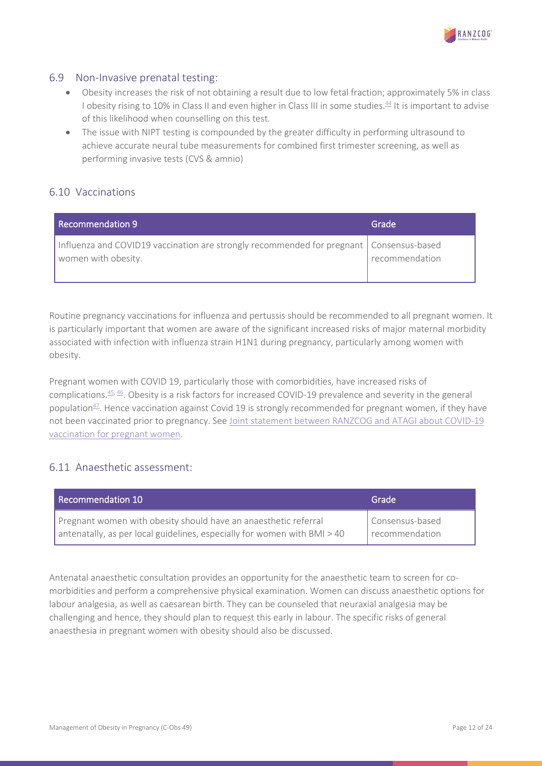## 6.9 Non-Invasive prenatal testing:

- Obesity increases the risk of not obtaining a result due to low fetal fraction; approximately 5% in class I obesity rising to 10% in Class II and even higher in Class III in some studies.[44] It is important to advise of this likelihood when counselling on this test.
- The issue with NIPT testing is compounded by the greater difficulty in performing ultrasound to achieve accurate neural tube measurements for combined first trimester screening, as well as performing invasive tests (CVS & amnio)

## 6.10 Vaccinations

| Recommendation 9 | Grade |
|---|---|
| Influenza and COVID19 vaccination are strongly recommended for pregnant women with obesity. | Consensus-based recommendation |

Routine pregnancy vaccinations for influenza and pertussis should be recommended to all pregnant women. It is particularly important that women are aware of the significant increased risks of major maternal morbidity associated with infection with influenza strain H1N1 during pregnancy, particularly among women with obesity.

Pregnant women with COVID 19, particularly those with comorbidities, have increased risks of complications.[45, 46]. Obesity is a risk factors for increased COVID-19 prevalence and severity in the general population[47]. Hence vaccination against Covid 19 is strongly recommended for pregnant women, if they have not been vaccinated prior to pregnancy. See Joint statement between RANZCOG and ATAGI about COVID-19 vaccination for pregnant women.

## 6.11 Anaesthetic assessment:

| Recommendation 10 | Grade |
|---|---|
| Pregnant women with obesity should have an anaesthetic referral antenatally, as per local guidelines, especially for women with BMI > 40 | Consensus-based recommendation |

Antenatal anaesthetic consultation provides an opportunity for the anaesthetic team to screen for co-morbidities and perform a comprehensive physical examination. Women can discuss anaesthetic options for labour analgesia, as well as caesarean birth. They can be counseled that neuraxial analgesia may be challenging and hence, they should plan to request this early in labour. The specific risks of general anaesthesia in pregnant women with obesity should also be discussed.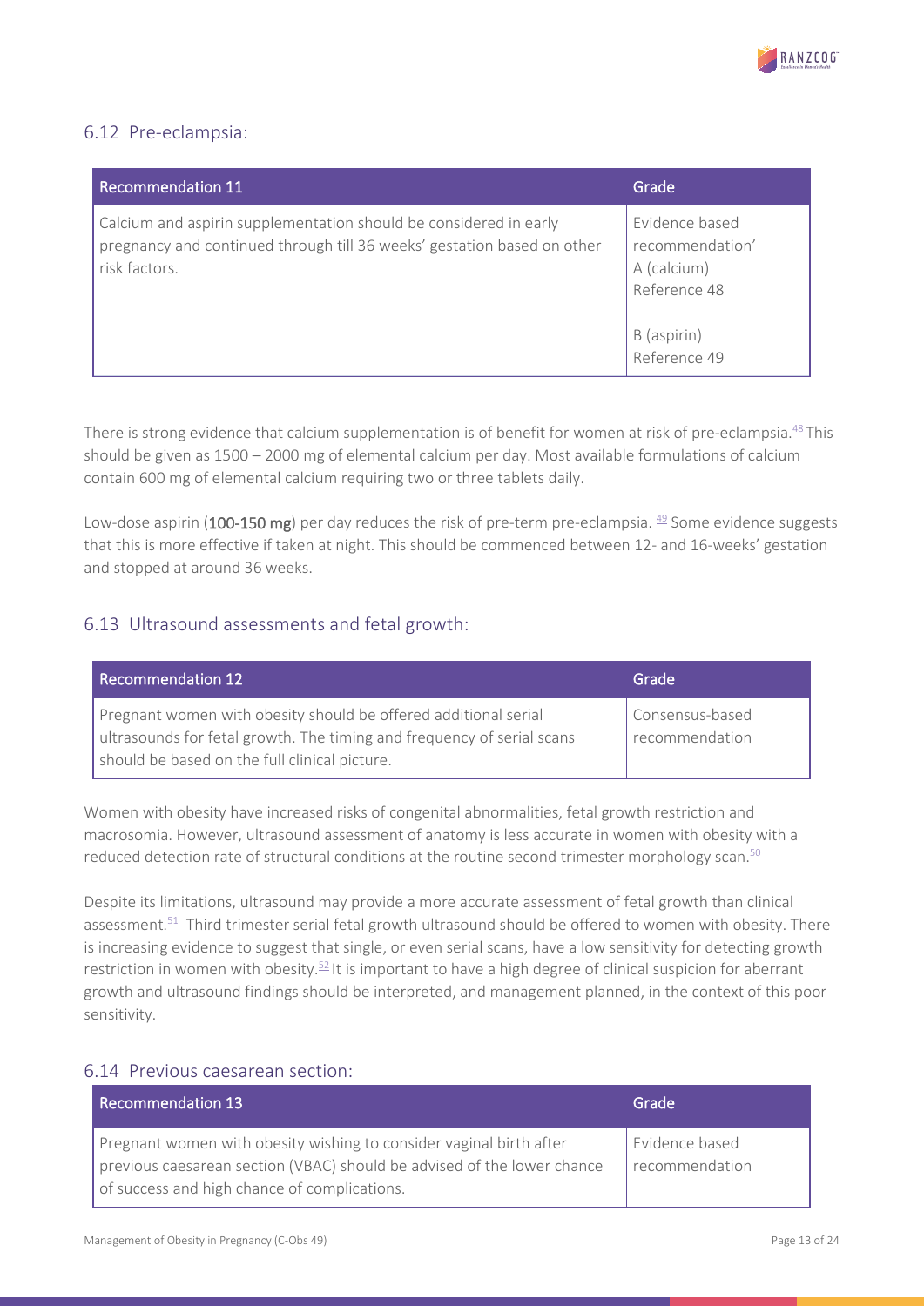## 6.12 Pre-eclampsia:

| Recommendation 11 | Grade |
|---|---|
| Calcium and aspirin supplementation should be considered in early pregnancy and continued through till 36 weeks' gestation based on other risk factors. | Evidence based recommendation' A (calcium) Reference 48<br><br>B (aspirin) Reference 49 |

There is strong evidence that calcium supplementation is of benefit for women at risk of pre-eclampsia.[48] This should be given as 1500 – 2000 mg of elemental calcium per day. Most available formulations of calcium contain 600 mg of elemental calcium requiring two or three tablets daily.

Low-dose aspirin (**100-150 mg**) per day reduces the risk of pre-term pre-eclampsia. [49] Some evidence suggests that this is more effective if taken at night. This should be commenced between 12- and 16-weeks' gestation and stopped at around 36 weeks.

## 6.13 Ultrasound assessments and fetal growth:

| Recommendation 12 | Grade |
|---|---|
| Pregnant women with obesity should be offered additional serial ultrasounds for fetal growth. The timing and frequency of serial scans should be based on the full clinical picture. | Consensus-based recommendation |

Women with obesity have increased risks of congenital abnormalities, fetal growth restriction and macrosomia. However, ultrasound assessment of anatomy is less accurate in women with obesity with a reduced detection rate of structural conditions at the routine second trimester morphology scan.[50]

Despite its limitations, ultrasound may provide a more accurate assessment of fetal growth than clinical assessment.[51] Third trimester serial fetal growth ultrasound should be offered to women with obesity. There is increasing evidence to suggest that single, or even serial scans, have a low sensitivity for detecting growth restriction in women with obesity.[52] It is important to have a high degree of clinical suspicion for aberrant growth and ultrasound findings should be interpreted, and management planned, in the context of this poor sensitivity.

## 6.14 Previous caesarean section:

| Recommendation 13 | Grade |
|---|---|
| Pregnant women with obesity wishing to consider vaginal birth after previous caesarean section (VBAC) should be advised of the lower chance of success and high chance of complications. | Evidence based recommendation |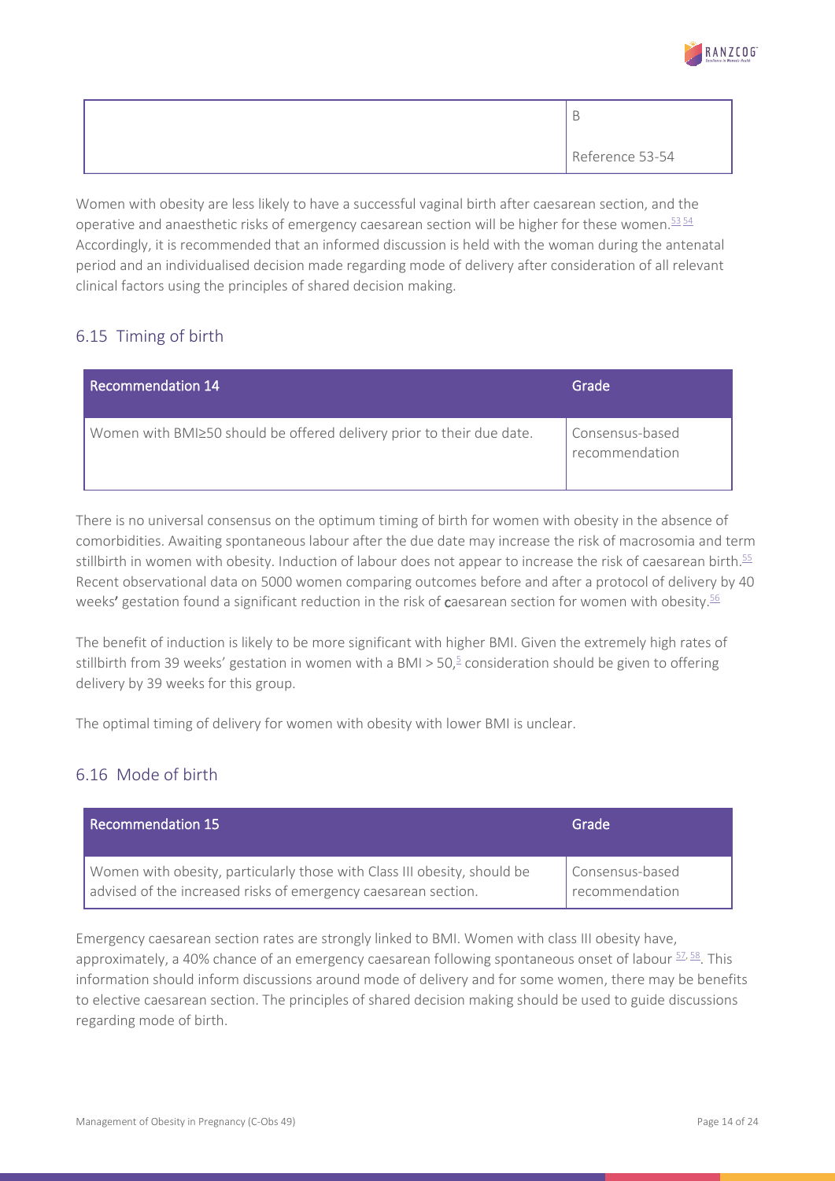| | |
|---|---|
| | B<br><br>Reference 53-54 |

Women with obesity are less likely to have a successful vaginal birth after caesarean section, and the operative and anaesthetic risks of emergency caesarean section will be higher for these women.[53] [54] Accordingly, it is recommended that an informed discussion is held with the woman during the antenatal period and an individualised decision made regarding mode of delivery after consideration of all relevant clinical factors using the principles of shared decision making.

## 6.15 Timing of birth

| Recommendation 14 | Grade |
|---|---|
| Women with BMI≥50 should be offered delivery prior to their due date. | Consensus-based recommendation |

There is no universal consensus on the optimum timing of birth for women with obesity in the absence of comorbidities. Awaiting spontaneous labour after the due date may increase the risk of macrosomia and term stillbirth in women with obesity. Induction of labour does not appear to increase the risk of caesarean birth.[55] Recent observational data on 5000 women comparing outcomes before and after a protocol of delivery by 40 weeks' gestation found a significant reduction in the risk of caesarean section for women with obesity.[56]

The benefit of induction is likely to be more significant with higher BMI. Given the extremely high rates of stillbirth from 39 weeks' gestation in women with a BMI > 50,[5] consideration should be given to offering delivery by 39 weeks for this group.

The optimal timing of delivery for women with obesity with lower BMI is unclear.

## 6.16 Mode of birth

| Recommendation 15 | Grade |
|---|---|
| Women with obesity, particularly those with Class III obesity, should be advised of the increased risks of emergency caesarean section. | Consensus-based recommendation |

Emergency caesarean section rates are strongly linked to BMI. Women with class III obesity have, approximately, a 40% chance of an emergency caesarean following spontaneous onset of labour [57, 58]. This information should inform discussions around mode of delivery and for some women, there may be benefits to elective caesarean section. The principles of shared decision making should be used to guide discussions regarding mode of birth.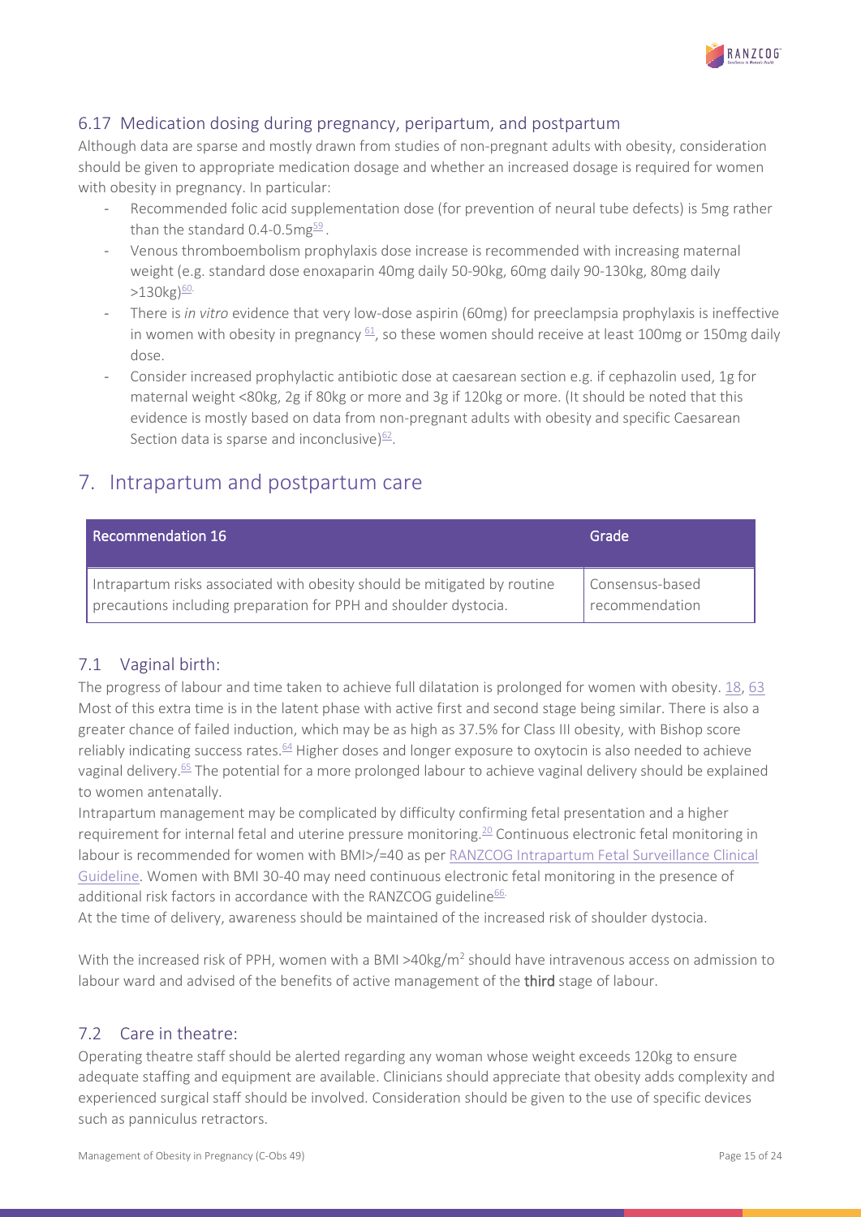## 6.17 Medication dosing during pregnancy, peripartum, and postpartum

Although data are sparse and mostly drawn from studies of non-pregnant adults with obesity, consideration should be given to appropriate medication dosage and whether an increased dosage is required for women with obesity in pregnancy. In particular:

- Recommended folic acid supplementation dose (for prevention of neural tube defects) is 5mg rather than the standard 0.4-0.5mg[59].
- Venous thromboembolism prophylaxis dose increase is recommended with increasing maternal weight (e.g. standard dose enoxaparin 40mg daily 50-90kg, 60mg daily 90-130kg, 80mg daily >130kg)[60].
- There is *in vitro* evidence that very low-dose aspirin (60mg) for preeclampsia prophylaxis is ineffective in women with obesity in pregnancy [61], so these women should receive at least 100mg or 150mg daily dose.
- Consider increased prophylactic antibiotic dose at caesarean section e.g. if cephazolin used, 1g for maternal weight <80kg, 2g if 80kg or more and 3g if 120kg or more. (It should be noted that this evidence is mostly based on data from non-pregnant adults with obesity and specific Caesarean Section data is sparse and inconclusive)[62].

# 7. Intrapartum and postpartum care

| Recommendation 16 | Grade |
|---|---|
| Intrapartum risks associated with obesity should be mitigated by routine precautions including preparation for PPH and shoulder dystocia. | Consensus-based recommendation |

## 7.1 Vaginal birth:

The progress of labour and time taken to achieve full dilatation is prolonged for women with obesity. [18], [63] Most of this extra time is in the latent phase with active first and second stage being similar. There is also a greater chance of failed induction, which may be as high as 37.5% for Class III obesity, with Bishop score reliably indicating success rates.[64] Higher doses and longer exposure to oxytocin is also needed to achieve vaginal delivery.[65] The potential for a more prolonged labour to achieve vaginal delivery should be explained to women antenatally.

Intrapartum management may be complicated by difficulty confirming fetal presentation and a higher requirement for internal fetal and uterine pressure monitoring.[20] Continuous electronic fetal monitoring in labour is recommended for women with BMI>/=40 as per RANZCOG Intrapartum Fetal Surveillance Clinical Guideline. Women with BMI 30-40 may need continuous electronic fetal monitoring in the presence of additional risk factors in accordance with the RANZCOG guideline[66].

At the time of delivery, awareness should be maintained of the increased risk of shoulder dystocia.

With the increased risk of PPH, women with a BMI >40kg/m$^2$ should have intravenous access on admission to labour ward and advised of the benefits of active management of the third stage of labour.

## 7.2 Care in theatre:

Operating theatre staff should be alerted regarding any woman whose weight exceeds 120kg to ensure adequate staffing and equipment are available. Clinicians should appreciate that obesity adds complexity and experienced surgical staff should be involved. Consideration should be given to the use of specific devices such as panniculus retractors.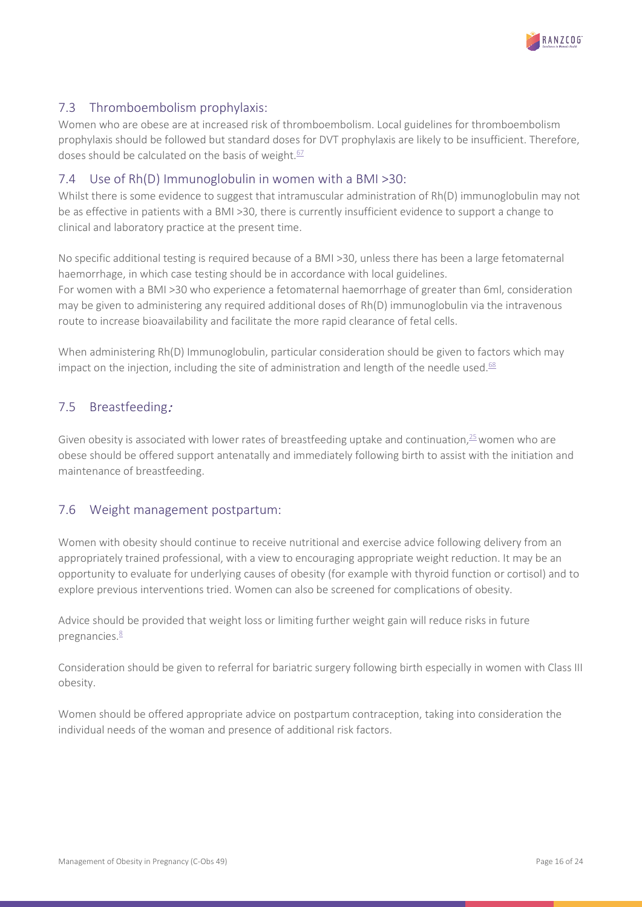## 7.3 Thromboembolism prophylaxis:

Women who are obese are at increased risk of thromboembolism. Local guidelines for thromboembolism prophylaxis should be followed but standard doses for DVT prophylaxis are likely to be insufficient. Therefore, doses should be calculated on the basis of weight.[67]

## 7.4 Use of Rh(D) Immunoglobulin in women with a BMI >30:

Whilst there is some evidence to suggest that intramuscular administration of Rh(D) immunoglobulin may not be as effective in patients with a BMI >30, there is currently insufficient evidence to support a change to clinical and laboratory practice at the present time.

No specific additional testing is required because of a BMI >30, unless there has been a large fetomaternal haemorrhage, in which case testing should be in accordance with local guidelines.
For women with a BMI >30 who experience a fetomaternal haemorrhage of greater than 6ml, consideration may be given to administering any required additional doses of Rh(D) immunoglobulin via the intravenous route to increase bioavailability and facilitate the more rapid clearance of fetal cells.

When administering Rh(D) Immunoglobulin, particular consideration should be given to factors which may impact on the injection, including the site of administration and length of the needle used.[68]

## 7.5 Breastfeeding:

Given obesity is associated with lower rates of breastfeeding uptake and continuation,[25] women who are obese should be offered support antenatally and immediately following birth to assist with the initiation and maintenance of breastfeeding.

## 7.6 Weight management postpartum:

Women with obesity should continue to receive nutritional and exercise advice following delivery from an appropriately trained professional, with a view to encouraging appropriate weight reduction. It may be an opportunity to evaluate for underlying causes of obesity (for example with thyroid function or cortisol) and to explore previous interventions tried. Women can also be screened for complications of obesity.

Advice should be provided that weight loss or limiting further weight gain will reduce risks in future pregnancies.[8]

Consideration should be given to referral for bariatric surgery following birth especially in women with Class III obesity.

Women should be offered appropriate advice on postpartum contraception, taking into consideration the individual needs of the woman and presence of additional risk factors.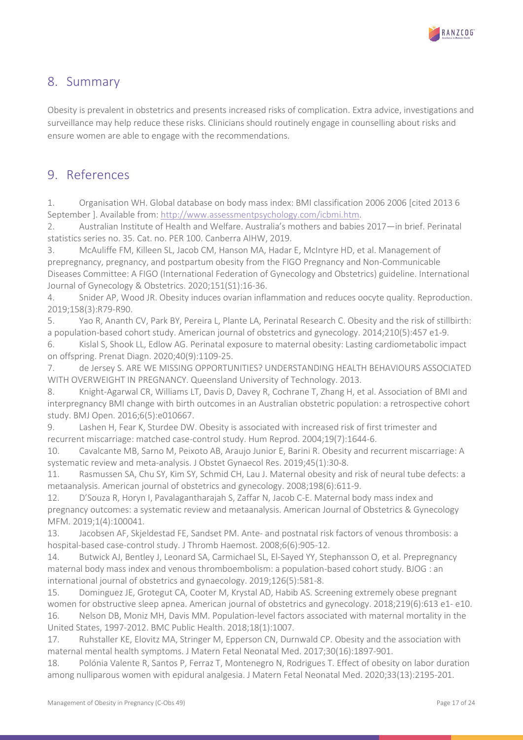## 8. Summary

Obesity is prevalent in obstetrics and presents increased risks of complication. Extra advice, investigations and surveillance may help reduce these risks. Clinicians should routinely engage in counselling about risks and ensure women are able to engage with the recommendations.

## 9. References

1. Organisation WH. Global database on body mass index: BMI classification 2006 2006 [cited 2013 6 September ]. Available from: http://www.assessmentpsychology.com/icbmi.htm.
2. Australian Institute of Health and Welfare. Australia's mothers and babies 2017—in brief. Perinatal statistics series no. 35. Cat. no. PER 100. Canberra AIHW, 2019.
3. McAuliffe FM, Killeen SL, Jacob CM, Hanson MA, Hadar E, McIntyre HD, et al. Management of prepregnancy, pregnancy, and postpartum obesity from the FIGO Pregnancy and Non-Communicable Diseases Committee: A FIGO (International Federation of Gynecology and Obstetrics) guideline. International Journal of Gynecology & Obstetrics. 2020;151(S1):16-36.
4. Snider AP, Wood JR. Obesity induces ovarian inflammation and reduces oocyte quality. Reproduction. 2019;158(3):R79-R90.
5. Yao R, Ananth CV, Park BY, Pereira L, Plante LA, Perinatal Research C. Obesity and the risk of stillbirth: a population-based cohort study. American journal of obstetrics and gynecology. 2014;210(5):457 e1-9.
6. Kislal S, Shook LL, Edlow AG. Perinatal exposure to maternal obesity: Lasting cardiometabolic impact on offspring. Prenat Diagn. 2020;40(9):1109-25.
7. de Jersey S. ARE WE MISSING OPPORTUNITIES? UNDERSTANDING HEALTH BEHAVIOURS ASSOCIATED WITH OVERWEIGHT IN PREGNANCY. Queensland University of Technology. 2013.
8. Knight-Agarwal CR, Williams LT, Davis D, Davey R, Cochrane T, Zhang H, et al. Association of BMI and interpregnancy BMI change with birth outcomes in an Australian obstetric population: a retrospective cohort study. BMJ Open. 2016;6(5):e010667.
9. Lashen H, Fear K, Sturdee DW. Obesity is associated with increased risk of first trimester and recurrent miscarriage: matched case-control study. Hum Reprod. 2004;19(7):1644-6.
10. Cavalcante MB, Sarno M, Peixoto AB, Araujo Junior E, Barini R. Obesity and recurrent miscarriage: A systematic review and meta-analysis. J Obstet Gynaecol Res. 2019;45(1):30-8.
11. Rasmussen SA, Chu SY, Kim SY, Schmid CH, Lau J. Maternal obesity and risk of neural tube defects: a metaanalysis. American journal of obstetrics and gynecology. 2008;198(6):611-9.
12. D'Souza R, Horyn I, Pavalagantharajah S, Zaffar N, Jacob C-E. Maternal body mass index and pregnancy outcomes: a systematic review and metaanalysis. American Journal of Obstetrics & Gynecology MFM. 2019;1(4):100041.
13. Jacobsen AF, Skjeldestad FE, Sandset PM. Ante- and postnatal risk factors of venous thrombosis: a hospital-based case-control study. J Thromb Haemost. 2008;6(6):905-12.
14. Butwick AJ, Bentley J, Leonard SA, Carmichael SL, El-Sayed YY, Stephansson O, et al. Prepregnancy maternal body mass index and venous thromboembolism: a population-based cohort study. BJOG : an international journal of obstetrics and gynaecology. 2019;126(5):581-8.
15. Dominguez JE, Grotegut CA, Cooter M, Krystal AD, Habib AS. Screening extremely obese pregnant women for obstructive sleep apnea. American journal of obstetrics and gynecology. 2018;219(6):613 e1- e10.
16. Nelson DB, Moniz MH, Davis MM. Population-level factors associated with maternal mortality in the United States, 1997-2012. BMC Public Health. 2018;18(1):1007.
17. Ruhstaller KE, Elovitz MA, Stringer M, Epperson CN, Durnwald CP. Obesity and the association with maternal mental health symptoms. J Matern Fetal Neonatal Med. 2017;30(16):1897-901.
18. Polónia Valente R, Santos P, Ferraz T, Montenegro N, Rodrigues T. Effect of obesity on labor duration among nulliparous women with epidural analgesia. J Matern Fetal Neonatal Med. 2020;33(13):2195-201.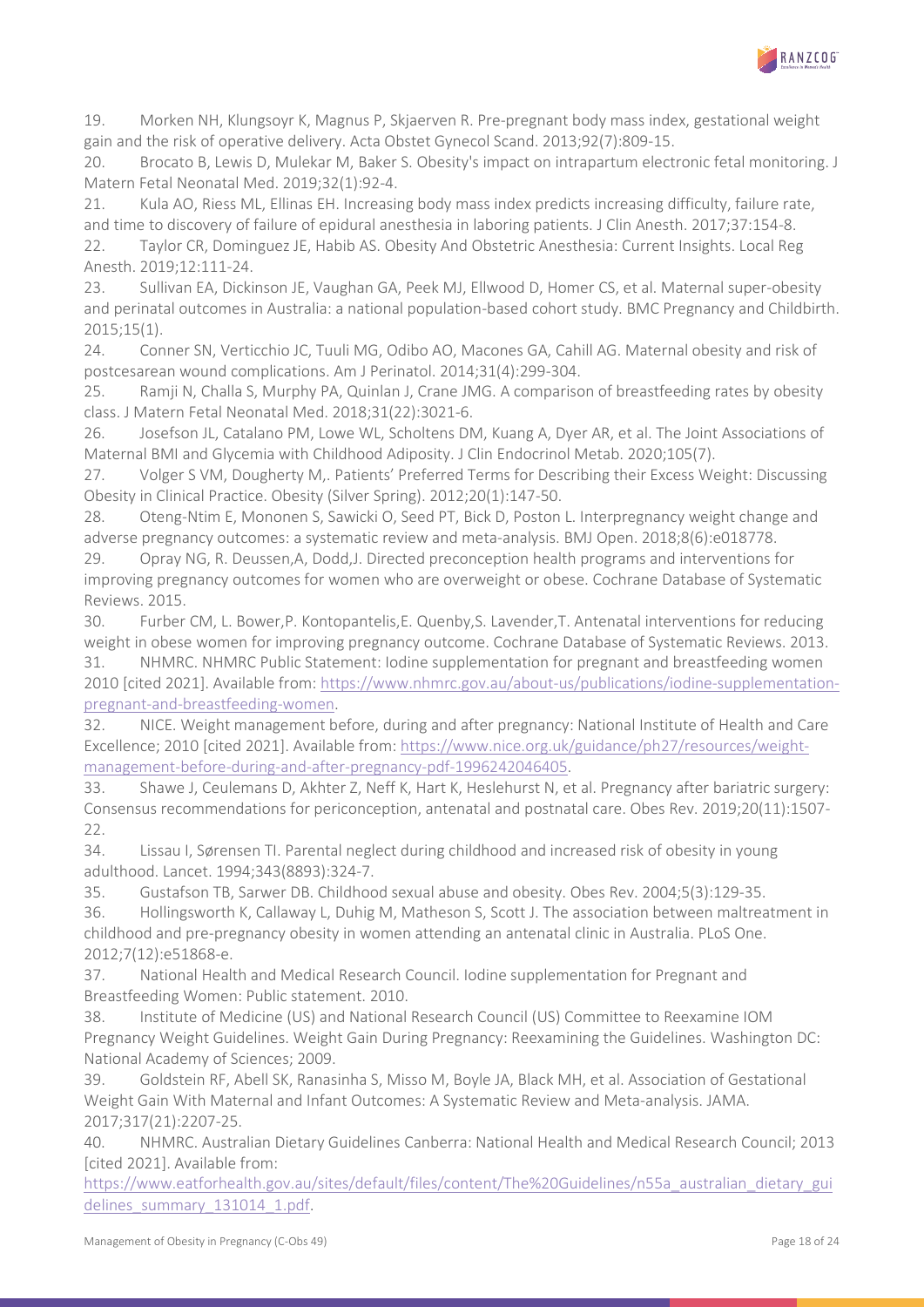19. Morken NH, Klungsoyr K, Magnus P, Skjaerven R. Pre-pregnant body mass index, gestational weight gain and the risk of operative delivery. Acta Obstet Gynecol Scand. 2013;92(7):809-15.

20. Brocato B, Lewis D, Mulekar M, Baker S. Obesity's impact on intrapartum electronic fetal monitoring. J Matern Fetal Neonatal Med. 2019;32(1):92-4.

21. Kula AO, Riess ML, Ellinas EH. Increasing body mass index predicts increasing difficulty, failure rate, and time to discovery of failure of epidural anesthesia in laboring patients. J Clin Anesth. 2017;37:154-8.

22. Taylor CR, Dominguez JE, Habib AS. Obesity And Obstetric Anesthesia: Current Insights. Local Reg Anesth. 2019;12:111-24.

23. Sullivan EA, Dickinson JE, Vaughan GA, Peek MJ, Ellwood D, Homer CS, et al. Maternal super-obesity and perinatal outcomes in Australia: a national population-based cohort study. BMC Pregnancy and Childbirth. 2015;15(1).

24. Conner SN, Verticchio JC, Tuuli MG, Odibo AO, Macones GA, Cahill AG. Maternal obesity and risk of postcesarean wound complications. Am J Perinatol. 2014;31(4):299-304.

25. Ramji N, Challa S, Murphy PA, Quinlan J, Crane JMG. A comparison of breastfeeding rates by obesity class. J Matern Fetal Neonatal Med. 2018;31(22):3021-6.

26. Josefson JL, Catalano PM, Lowe WL, Scholtens DM, Kuang A, Dyer AR, et al. The Joint Associations of Maternal BMI and Glycemia with Childhood Adiposity. J Clin Endocrinol Metab. 2020;105(7).

27. Volger S VM, Dougherty M,. Patients' Preferred Terms for Describing their Excess Weight: Discussing Obesity in Clinical Practice. Obesity (Silver Spring). 2012;20(1):147-50.

28. Oteng-Ntim E, Mononen S, Sawicki O, Seed PT, Bick D, Poston L. Interpregnancy weight change and adverse pregnancy outcomes: a systematic review and meta-analysis. BMJ Open. 2018;8(6):e018778.

29. Opray NG, R. Deussen,A, Dodd,J. Directed preconception health programs and interventions for improving pregnancy outcomes for women who are overweight or obese. Cochrane Database of Systematic Reviews. 2015.

30. Furber CM, L. Bower,P. Kontopantelis,E. Quenby,S. Lavender,T. Antenatal interventions for reducing weight in obese women for improving pregnancy outcome. Cochrane Database of Systematic Reviews. 2013.

31. NHMRC. NHMRC Public Statement: Iodine supplementation for pregnant and breastfeeding women 2010 [cited 2021]. Available from: https://www.nhmrc.gov.au/about-us/publications/iodine-supplementation-pregnant-and-breastfeeding-women.

32. NICE. Weight management before, during and after pregnancy: National Institute of Health and Care Excellence; 2010 [cited 2021]. Available from: https://www.nice.org.uk/guidance/ph27/resources/weight-management-before-during-and-after-pregnancy-pdf-1996242046405.

33. Shawe J, Ceulemans D, Akhter Z, Neff K, Hart K, Heslehurst N, et al. Pregnancy after bariatric surgery: Consensus recommendations for periconception, antenatal and postnatal care. Obes Rev. 2019;20(11):1507-22.

34. Lissau I, Sørensen TI. Parental neglect during childhood and increased risk of obesity in young adulthood. Lancet. 1994;343(8893):324-7.

35. Gustafson TB, Sarwer DB. Childhood sexual abuse and obesity. Obes Rev. 2004;5(3):129-35.

36. Hollingsworth K, Callaway L, Duhig M, Matheson S, Scott J. The association between maltreatment in childhood and pre-pregnancy obesity in women attending an antenatal clinic in Australia. PLoS One. 2012;7(12):e51868-e.

37. National Health and Medical Research Council. Iodine supplementation for Pregnant and Breastfeeding Women: Public statement. 2010.

38. Institute of Medicine (US) and National Research Council (US) Committee to Reexamine IOM Pregnancy Weight Guidelines. Weight Gain During Pregnancy: Reexamining the Guidelines. Washington DC: National Academy of Sciences; 2009.

39. Goldstein RF, Abell SK, Ranasinha S, Misso M, Boyle JA, Black MH, et al. Association of Gestational Weight Gain With Maternal and Infant Outcomes: A Systematic Review and Meta-analysis. JAMA. 2017;317(21):2207-25.

40. NHMRC. Australian Dietary Guidelines Canberra: National Health and Medical Research Council; 2013 [cited 2021]. Available from: https://www.eatforhealth.gov.au/sites/default/files/content/The%20Guidelines/n55a_australian_dietary_guidelines_summary_131014_1.pdf.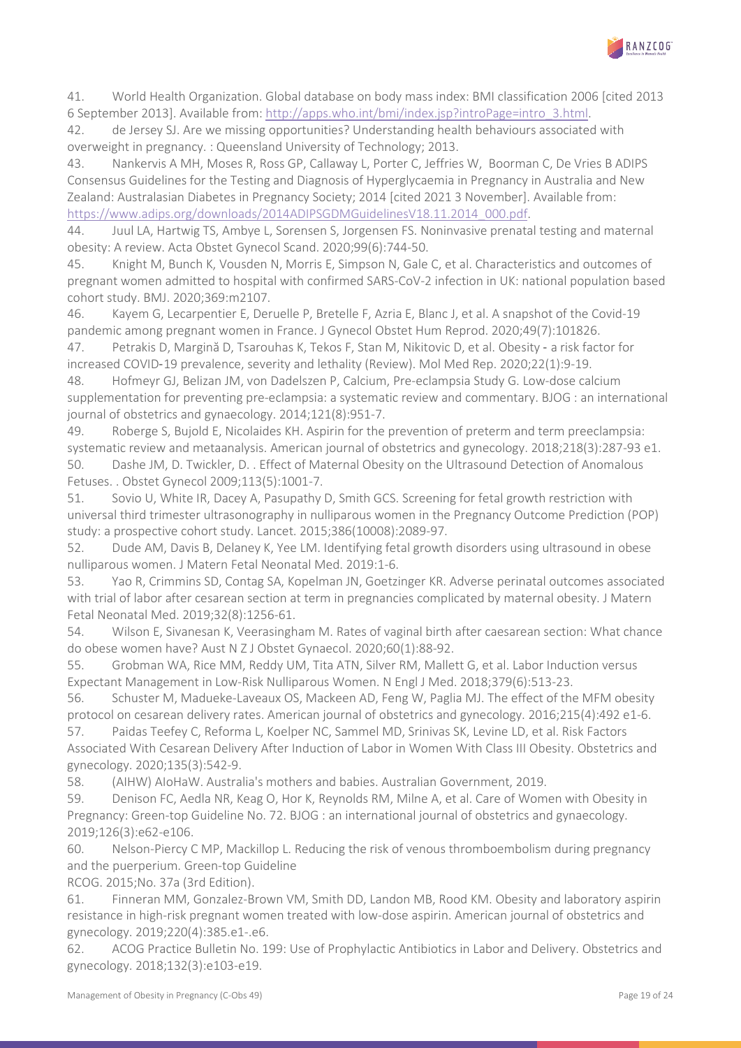41. World Health Organization. Global database on body mass index: BMI classification 2006 [cited 2013 6 September 2013]. Available from: http://apps.who.int/bmi/index.jsp?introPage=intro_3.html.

42. de Jersey SJ. Are we missing opportunities? Understanding health behaviours associated with overweight in pregnancy. : Queensland University of Technology; 2013.

43. Nankervis A MH, Moses R, Ross GP, Callaway L, Porter C, Jeffries W, Boorman C, De Vries B ADIPS Consensus Guidelines for the Testing and Diagnosis of Hyperglycaemia in Pregnancy in Australia and New Zealand: Australasian Diabetes in Pregnancy Society; 2014 [cited 2021 3 November]. Available from: https://www.adips.org/downloads/2014ADIPSGDMGuidelinesV18.11.2014_000.pdf.

44. Juul LA, Hartwig TS, Ambye L, Sorensen S, Jorgensen FS. Noninvasive prenatal testing and maternal obesity: A review. Acta Obstet Gynecol Scand. 2020;99(6):744-50.

45. Knight M, Bunch K, Vousden N, Morris E, Simpson N, Gale C, et al. Characteristics and outcomes of pregnant women admitted to hospital with confirmed SARS-CoV-2 infection in UK: national population based cohort study. BMJ. 2020;369:m2107.

46. Kayem G, Lecarpentier E, Deruelle P, Bretelle F, Azria E, Blanc J, et al. A snapshot of the Covid-19 pandemic among pregnant women in France. J Gynecol Obstet Hum Reprod. 2020;49(7):101826.

47. Petrakis D, Margină D, Tsarouhas K, Tekos F, Stan M, Nikitovic D, et al. Obesity - a risk factor for increased COVID-19 prevalence, severity and lethality (Review). Mol Med Rep. 2020;22(1):9-19.

48. Hofmeyr GJ, Belizan JM, von Dadelszen P, Calcium, Pre-eclampsia Study G. Low-dose calcium supplementation for preventing pre-eclampsia: a systematic review and commentary. BJOG : an international journal of obstetrics and gynaecology. 2014;121(8):951-7.

49. Roberge S, Bujold E, Nicolaides KH. Aspirin for the prevention of preterm and term preeclampsia: systematic review and metaanalysis. American journal of obstetrics and gynecology. 2018;218(3):287-93 e1.

50. Dashe JM, D. Twickler, D. . Effect of Maternal Obesity on the Ultrasound Detection of Anomalous Fetuses. . Obstet Gynecol 2009;113(5):1001-7.

51. Sovio U, White IR, Dacey A, Pasupathy D, Smith GCS. Screening for fetal growth restriction with universal third trimester ultrasonography in nulliparous women in the Pregnancy Outcome Prediction (POP) study: a prospective cohort study. Lancet. 2015;386(10008):2089-97.

52. Dude AM, Davis B, Delaney K, Yee LM. Identifying fetal growth disorders using ultrasound in obese nulliparous women. J Matern Fetal Neonatal Med. 2019:1-6.

53. Yao R, Crimmins SD, Contag SA, Kopelman JN, Goetzinger KR. Adverse perinatal outcomes associated with trial of labor after cesarean section at term in pregnancies complicated by maternal obesity. J Matern Fetal Neonatal Med. 2019;32(8):1256-61.

54. Wilson E, Sivanesan K, Veerasingham M. Rates of vaginal birth after caesarean section: What chance do obese women have? Aust N Z J Obstet Gynaecol. 2020;60(1):88-92.

55. Grobman WA, Rice MM, Reddy UM, Tita ATN, Silver RM, Mallett G, et al. Labor Induction versus Expectant Management in Low-Risk Nulliparous Women. N Engl J Med. 2018;379(6):513-23.

56. Schuster M, Madueke-Laveaux OS, Mackeen AD, Feng W, Paglia MJ. The effect of the MFM obesity protocol on cesarean delivery rates. American journal of obstetrics and gynecology. 2016;215(4):492 e1-6.

57. Paidas Teefey C, Reforma L, Koelper NC, Sammel MD, Srinivas SK, Levine LD, et al. Risk Factors Associated With Cesarean Delivery After Induction of Labor in Women With Class III Obesity. Obstetrics and gynecology. 2020;135(3):542-9.

58. (AIHW) AIoHaW. Australia's mothers and babies. Australian Government, 2019.

59. Denison FC, Aedla NR, Keag O, Hor K, Reynolds RM, Milne A, et al. Care of Women with Obesity in Pregnancy: Green-top Guideline No. 72. BJOG : an international journal of obstetrics and gynaecology. 2019;126(3):e62-e106.

60. Nelson-Piercy C MP, Mackillop L. Reducing the risk of venous thromboembolism during pregnancy and the puerperium. Green-top Guideline
RCOG. 2015;No. 37a (3rd Edition).

61. Finneran MM, Gonzalez-Brown VM, Smith DD, Landon MB, Rood KM. Obesity and laboratory aspirin resistance in high-risk pregnant women treated with low-dose aspirin. American journal of obstetrics and gynecology. 2019;220(4):385.e1-.e6.

62. ACOG Practice Bulletin No. 199: Use of Prophylactic Antibiotics in Labor and Delivery. Obstetrics and gynecology. 2018;132(3):e103-e19.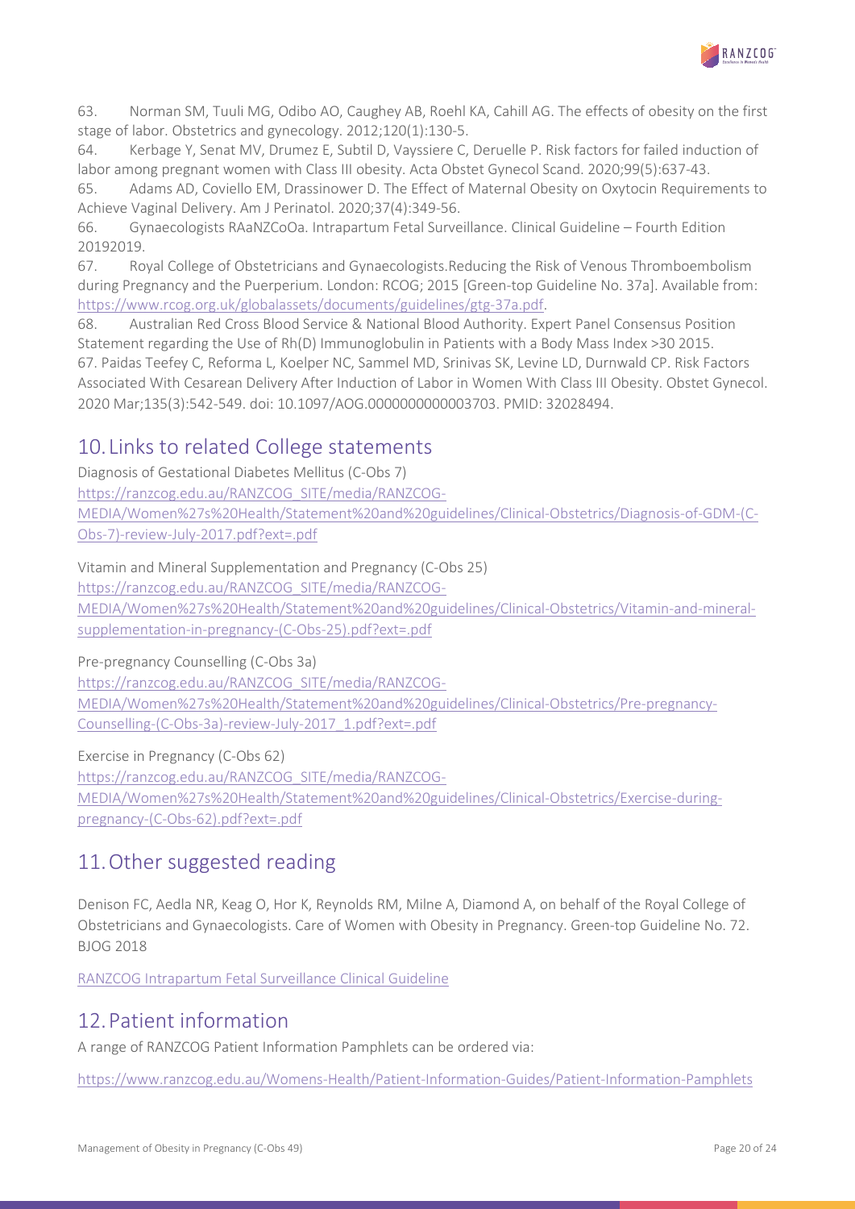63. Norman SM, Tuuli MG, Odibo AO, Caughey AB, Roehl KA, Cahill AG. The effects of obesity on the first stage of labor. Obstetrics and gynecology. 2012;120(1):130-5.

64. Kerbage Y, Senat MV, Drumez E, Subtil D, Vayssiere C, Deruelle P. Risk factors for failed induction of labor among pregnant women with Class III obesity. Acta Obstet Gynecol Scand. 2020;99(5):637-43.

65. Adams AD, Coviello EM, Drassinower D. The Effect of Maternal Obesity on Oxytocin Requirements to Achieve Vaginal Delivery. Am J Perinatol. 2020;37(4):349-56.

66. Gynaecologists RAaNZCoOa. Intrapartum Fetal Surveillance. Clinical Guideline – Fourth Edition 20192019.

67. Royal College of Obstetricians and Gynaecologists.Reducing the Risk of Venous Thromboembolism during Pregnancy and the Puerperium. London: RCOG; 2015 [Green-top Guideline No. 37a]. Available from: https://www.rcog.org.uk/globalassets/documents/guidelines/gtg-37a.pdf.

68. Australian Red Cross Blood Service & National Blood Authority. Expert Panel Consensus Position Statement regarding the Use of Rh(D) Immunoglobulin in Patients with a Body Mass Index >30 2015.

67. Paidas Teefey C, Reforma L, Koelper NC, Sammel MD, Srinivas SK, Levine LD, Durnwald CP. Risk Factors Associated With Cesarean Delivery After Induction of Labor in Women With Class III Obesity. Obstet Gynecol. 2020 Mar;135(3):542-549. doi: 10.1097/AOG.0000000000003703. PMID: 32028494.

## 10. Links to related College statements

Diagnosis of Gestational Diabetes Mellitus (C-Obs 7)
https://ranzcog.edu.au/RANZCOG_SITE/media/RANZCOG-MEDIA/Women%27s%20Health/Statement%20and%20guidelines/Clinical-Obstetrics/Diagnosis-of-GDM-(C-Obs-7)-review-July-2017.pdf?ext=.pdf

Vitamin and Mineral Supplementation and Pregnancy (C-Obs 25)
https://ranzcog.edu.au/RANZCOG_SITE/media/RANZCOG-MEDIA/Women%27s%20Health/Statement%20and%20guidelines/Clinical-Obstetrics/Vitamin-and-mineral-supplementation-in-pregnancy-(C-Obs-25).pdf?ext=.pdf

Pre-pregnancy Counselling (C-Obs 3a)
https://ranzcog.edu.au/RANZCOG_SITE/media/RANZCOG-MEDIA/Women%27s%20Health/Statement%20and%20guidelines/Clinical-Obstetrics/Pre-pregnancy-Counselling-(C-Obs-3a)-review-July-2017_1.pdf?ext=.pdf

Exercise in Pregnancy (C-Obs 62)
https://ranzcog.edu.au/RANZCOG_SITE/media/RANZCOG-MEDIA/Women%27s%20Health/Statement%20and%20guidelines/Clinical-Obstetrics/Exercise-during-pregnancy-(C-Obs-62).pdf?ext=.pdf

## 11. Other suggested reading

Denison FC, Aedla NR, Keag O, Hor K, Reynolds RM, Milne A, Diamond A, on behalf of the Royal College of Obstetricians and Gynaecologists. Care of Women with Obesity in Pregnancy. Green-top Guideline No. 72. BJOG 2018

RANZCOG Intrapartum Fetal Surveillance Clinical Guideline

## 12. Patient information

A range of RANZCOG Patient Information Pamphlets can be ordered via:

https://www.ranzcog.edu.au/Womens-Health/Patient-Information-Guides/Patient-Information-Pamphlets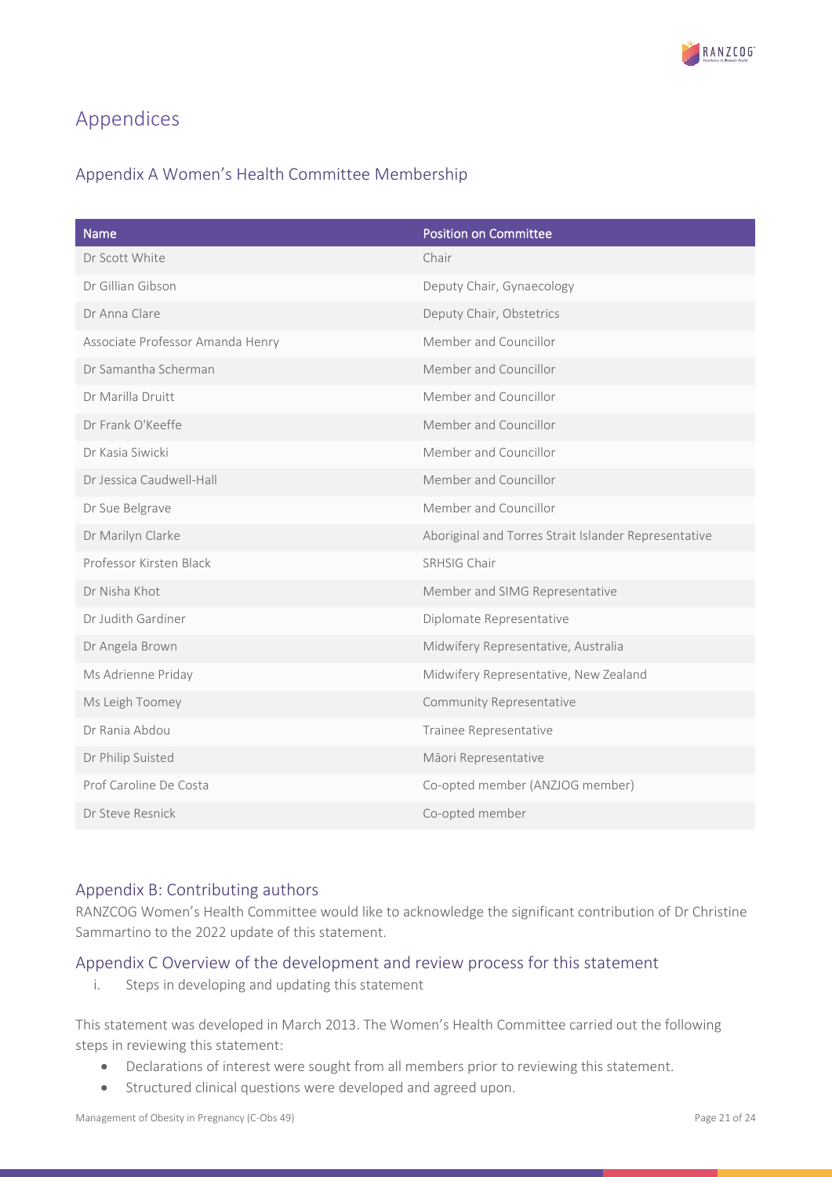# Appendices

## Appendix A Women's Health Committee Membership

| Name | Position on Committee |
| --- | --- |
| Dr Scott White | Chair |
| Dr Gillian Gibson | Deputy Chair, Gynaecology |
| Dr Anna Clare | Deputy Chair, Obstetrics |
| Associate Professor Amanda Henry | Member and Councillor |
| Dr Samantha Scherman | Member and Councillor |
| Dr Marilla Druitt | Member and Councillor |
| Dr Frank O'Keeffe | Member and Councillor |
| Dr Kasia Siwicki | Member and Councillor |
| Dr Jessica Caudwell-Hall | Member and Councillor |
| Dr Sue Belgrave | Member and Councillor |
| Dr Marilyn Clarke | Aboriginal and Torres Strait Islander Representative |
| Professor Kirsten Black | SRHSIG Chair |
| Dr Nisha Khot | Member and SIMG Representative |
| Dr Judith Gardiner | Diplomate Representative |
| Dr Angela Brown | Midwifery Representative, Australia |
| Ms Adrienne Priday | Midwifery Representative, New Zealand |
| Ms Leigh Toomey | Community Representative |
| Dr Rania Abdou | Trainee Representative |
| Dr Philip Suisted | Māori Representative |
| Prof Caroline De Costa | Co-opted member (ANZJOG member) |
| Dr Steve Resnick | Co-opted member |

## Appendix B: Contributing authors

RANZCOG Women's Health Committee would like to acknowledge the significant contribution of Dr Christine Sammartino to the 2022 update of this statement.

## Appendix C Overview of the development and review process for this statement

i. Steps in developing and updating this statement

This statement was developed in March 2013. The Women's Health Committee carried out the following steps in reviewing this statement:

- Declarations of interest were sought from all members prior to reviewing this statement.
- Structured clinical questions were developed and agreed upon.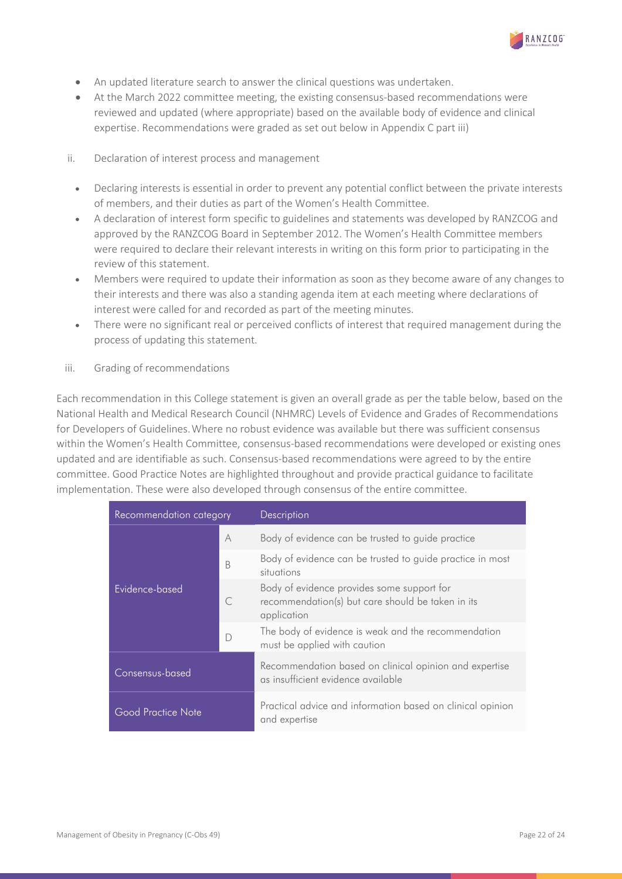- An updated literature search to answer the clinical questions was undertaken.
- At the March 2022 committee meeting, the existing consensus-based recommendations were reviewed and updated (where appropriate) based on the available body of evidence and clinical expertise. Recommendations were graded as set out below in Appendix C part iii)

ii. Declaration of interest process and management

- Declaring interests is essential in order to prevent any potential conflict between the private interests of members, and their duties as part of the Women's Health Committee.
- A declaration of interest form specific to guidelines and statements was developed by RANZCOG and approved by the RANZCOG Board in September 2012. The Women's Health Committee members were required to declare their relevant interests in writing on this form prior to participating in the review of this statement.
- Members were required to update their information as soon as they become aware of any changes to their interests and there was also a standing agenda item at each meeting where declarations of interest were called for and recorded as part of the meeting minutes.
- There were no significant real or perceived conflicts of interest that required management during the process of updating this statement.

iii. Grading of recommendations

Each recommendation in this College statement is given an overall grade as per the table below, based on the National Health and Medical Research Council (NHMRC) Levels of Evidence and Grades of Recommendations for Developers of Guidelines. Where no robust evidence was available but there was sufficient consensus within the Women's Health Committee, consensus-based recommendations were developed or existing ones updated and are identifiable as such. Consensus-based recommendations were agreed to by the entire committee. Good Practice Notes are highlighted throughout and provide practical guidance to facilitate implementation. These were also developed through consensus of the entire committee.

| Recommendation category | | Description |
|---|---|---|
| Evidence-based | A | Body of evidence can be trusted to guide practice |
| | B | Body of evidence can be trusted to guide practice in most situations |
| | C | Body of evidence provides some support for recommendation(s) but care should be taken in its application |
| | D | The body of evidence is weak and the recommendation must be applied with caution |
| Consensus-based | | Recommendation based on clinical opinion and expertise as insufficient evidence available |
| Good Practice Note | | Practical advice and information based on clinical opinion and expertise |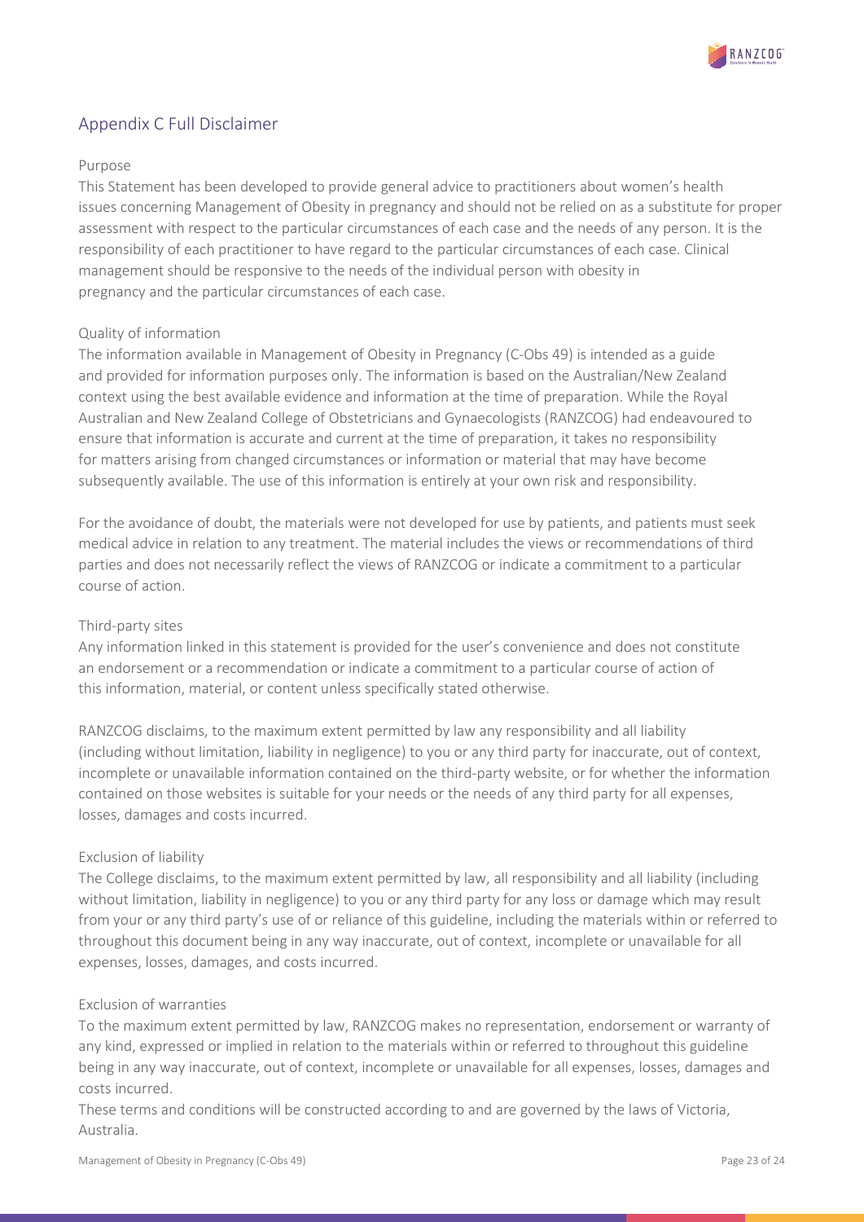## Appendix C Full Disclaimer

### Purpose

This Statement has been developed to provide general advice to practitioners about women's health issues concerning Management of Obesity in pregnancy and should not be relied on as a substitute for proper assessment with respect to the particular circumstances of each case and the needs of any person. It is the responsibility of each practitioner to have regard to the particular circumstances of each case. Clinical management should be responsive to the needs of the individual person with obesity in pregnancy and the particular circumstances of each case.

### Quality of information

The information available in Management of Obesity in Pregnancy (C-Obs 49) is intended as a guide and provided for information purposes only. The information is based on the Australian/New Zealand context using the best available evidence and information at the time of preparation. While the Royal Australian and New Zealand College of Obstetricians and Gynaecologists (RANZCOG) had endeavoured to ensure that information is accurate and current at the time of preparation, it takes no responsibility for matters arising from changed circumstances or information or material that may have become subsequently available. The use of this information is entirely at your own risk and responsibility.

For the avoidance of doubt, the materials were not developed for use by patients, and patients must seek medical advice in relation to any treatment. The material includes the views or recommendations of third parties and does not necessarily reflect the views of RANZCOG or indicate a commitment to a particular course of action.

### Third-party sites

Any information linked in this statement is provided for the user's convenience and does not constitute an endorsement or a recommendation or indicate a commitment to a particular course of action of this information, material, or content unless specifically stated otherwise.

RANZCOG disclaims, to the maximum extent permitted by law any responsibility and all liability (including without limitation, liability in negligence) to you or any third party for inaccurate, out of context, incomplete or unavailable information contained on the third-party website, or for whether the information contained on those websites is suitable for your needs or the needs of any third party for all expenses, losses, damages and costs incurred.

### Exclusion of liability

The College disclaims, to the maximum extent permitted by law, all responsibility and all liability (including without limitation, liability in negligence) to you or any third party for any loss or damage which may result from your or any third party's use of or reliance of this guideline, including the materials within or referred to throughout this document being in any way inaccurate, out of context, incomplete or unavailable for all expenses, losses, damages, and costs incurred.

### Exclusion of warranties

To the maximum extent permitted by law, RANZCOG makes no representation, endorsement or warranty of any kind, expressed or implied in relation to the materials within or referred to throughout this guideline being in any way inaccurate, out of context, incomplete or unavailable for all expenses, losses, damages and costs incurred.

These terms and conditions will be constructed according to and are governed by the laws of Victoria, Australia.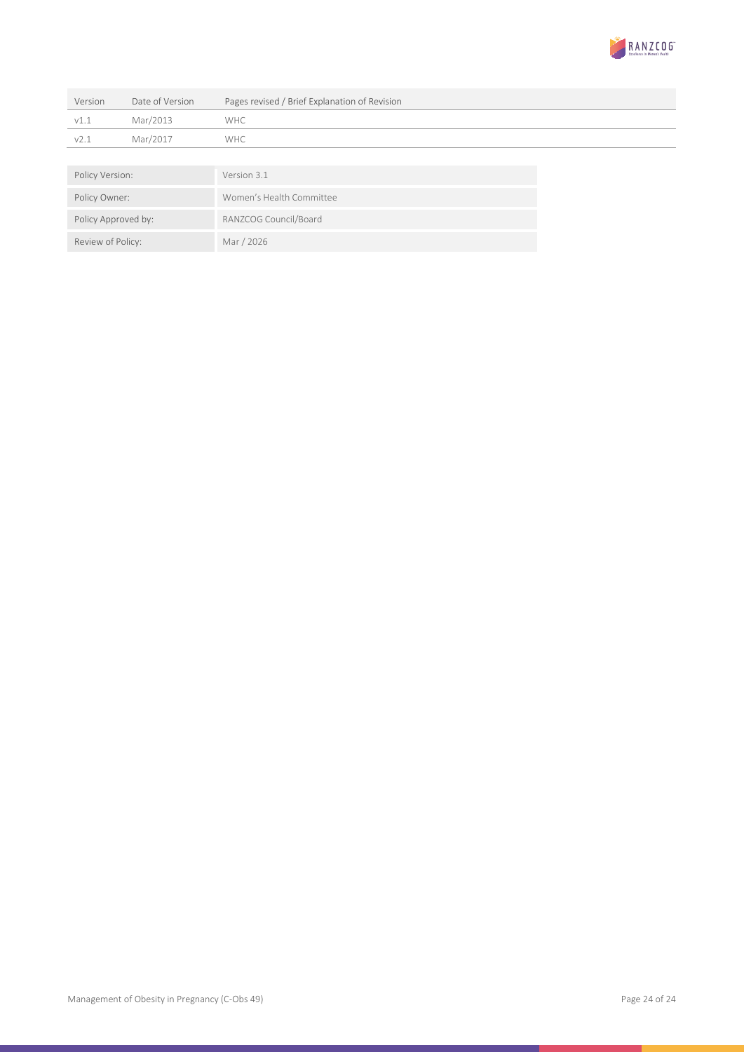| Version | Date of Version | Pages revised / Brief Explanation of Revision |
|---|---|---|
| v1.1 | Mar/2013 | WHC |
| v2.1 | Mar/2017 | WHC |

| | |
|---|---|
| Policy Version: | Version 3.1 |
| Policy Owner: | Women's Health Committee |
| Policy Approved by: | RANZCOG Council/Board |
| Review of Policy: | Mar / 2026 |